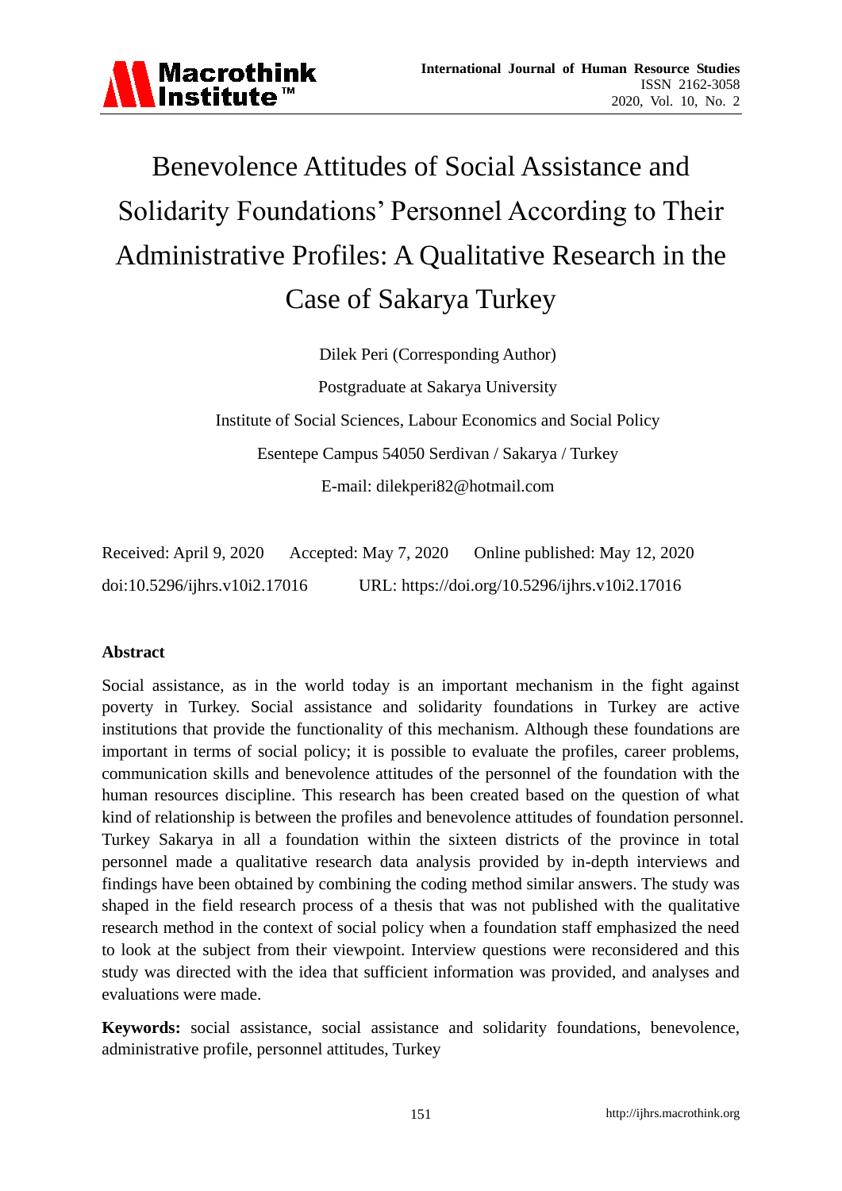# Benevolence Attitudes of Social Assistance and Solidarity Foundations' Personnel According to Their Administrative Profiles: A Qualitative Research in the Case of Sakarya Turkey

Dilek Peri (Corresponding Author)

Postgraduate at Sakarya University

Institute of Social Sciences, Labour Economics and Social Policy

Esentepe Campus 54050 Serdivan / Sakarya / Turkey

E-mail: dilekperi82@hotmail.com

Received: April 9, 2020 Accepted: May 7, 2020 Online published: May 12, 2020

doi:10.5296/ijhrs.v10i2.17016 URL: https://doi.org/10.5296/ijhrs.v10i2.17016

**Abstract**

Social assistance, as in the world today is an important mechanism in the fight against poverty in Turkey. Social assistance and solidarity foundations in Turkey are active institutions that provide the functionality of this mechanism. Although these foundations are important in terms of social policy; it is possible to evaluate the profiles, career problems, communication skills and benevolence attitudes of the personnel of the foundation with the human resources discipline. This research has been created based on the question of what kind of relationship is between the profiles and benevolence attitudes of foundation personnel. Turkey Sakarya in all a foundation within the sixteen districts of the province in total personnel made a qualitative research data analysis provided by in-depth interviews and findings have been obtained by combining the coding method similar answers. The study was shaped in the field research process of a thesis that was not published with the qualitative research method in the context of social policy when a foundation staff emphasized the need to look at the subject from their viewpoint. Interview questions were reconsidered and this study was directed with the idea that sufficient information was provided, and analyses and evaluations were made.

**Keywords:** social assistance, social assistance and solidarity foundations, benevolence, administrative profile, personnel attitudes, Turkey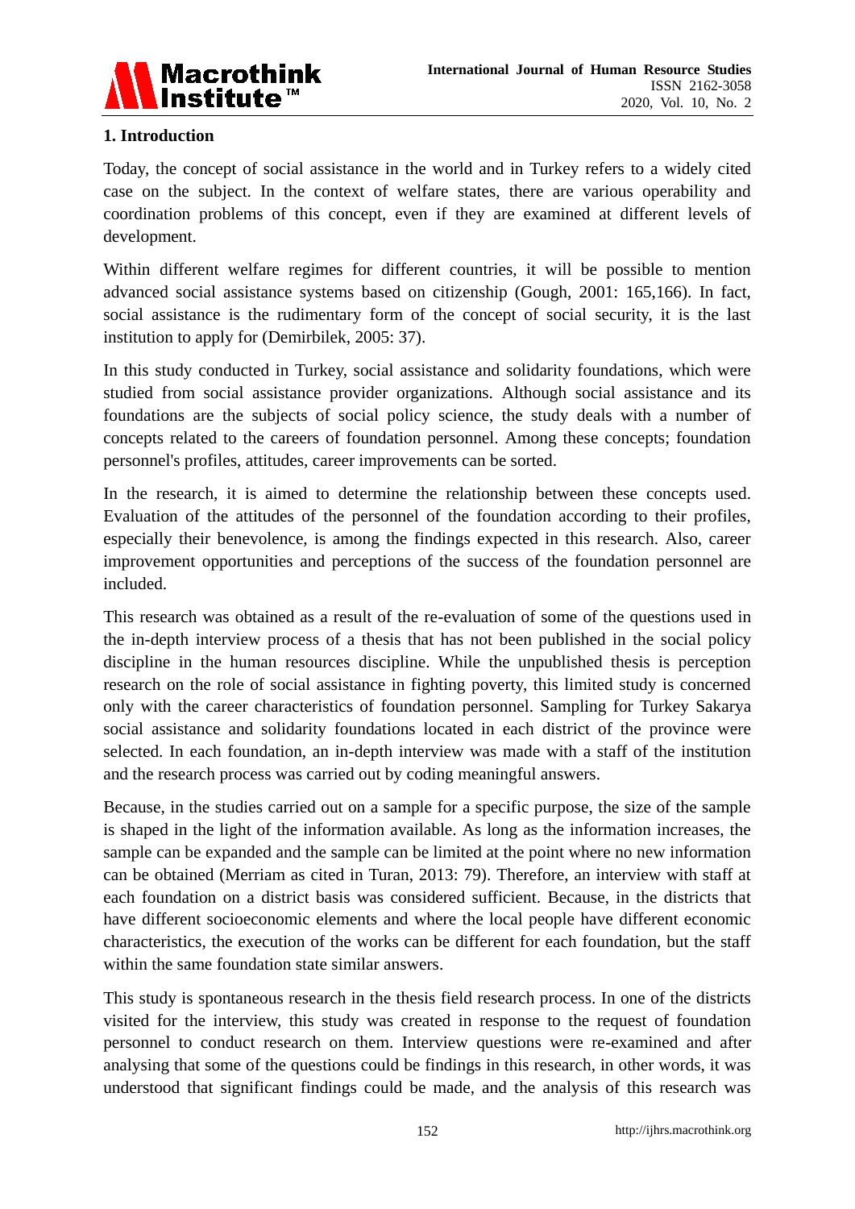## 1. Introduction

Today, the concept of social assistance in the world and in Turkey refers to a widely cited case on the subject. In the context of welfare states, there are various operability and coordination problems of this concept, even if they are examined at different levels of development.

Within different welfare regimes for different countries, it will be possible to mention advanced social assistance systems based on citizenship (Gough, 2001: 165,166). In fact, social assistance is the rudimentary form of the concept of social security, it is the last institution to apply for (Demirbilek, 2005: 37).

In this study conducted in Turkey, social assistance and solidarity foundations, which were studied from social assistance provider organizations. Although social assistance and its foundations are the subjects of social policy science, the study deals with a number of concepts related to the careers of foundation personnel. Among these concepts; foundation personnel's profiles, attitudes, career improvements can be sorted.

In the research, it is aimed to determine the relationship between these concepts used. Evaluation of the attitudes of the personnel of the foundation according to their profiles, especially their benevolence, is among the findings expected in this research. Also, career improvement opportunities and perceptions of the success of the foundation personnel are included.

This research was obtained as a result of the re-evaluation of some of the questions used in the in-depth interview process of a thesis that has not been published in the social policy discipline in the human resources discipline. While the unpublished thesis is perception research on the role of social assistance in fighting poverty, this limited study is concerned only with the career characteristics of foundation personnel. Sampling for Turkey Sakarya social assistance and solidarity foundations located in each district of the province were selected. In each foundation, an in-depth interview was made with a staff of the institution and the research process was carried out by coding meaningful answers.

Because, in the studies carried out on a sample for a specific purpose, the size of the sample is shaped in the light of the information available. As long as the information increases, the sample can be expanded and the sample can be limited at the point where no new information can be obtained (Merriam as cited in Turan, 2013: 79). Therefore, an interview with staff at each foundation on a district basis was considered sufficient. Because, in the districts that have different socioeconomic elements and where the local people have different economic characteristics, the execution of the works can be different for each foundation, but the staff within the same foundation state similar answers.

This study is spontaneous research in the thesis field research process. In one of the districts visited for the interview, this study was created in response to the request of foundation personnel to conduct research on them. Interview questions were re-examined and after analysing that some of the questions could be findings in this research, in other words, it was understood that significant findings could be made, and the analysis of this research was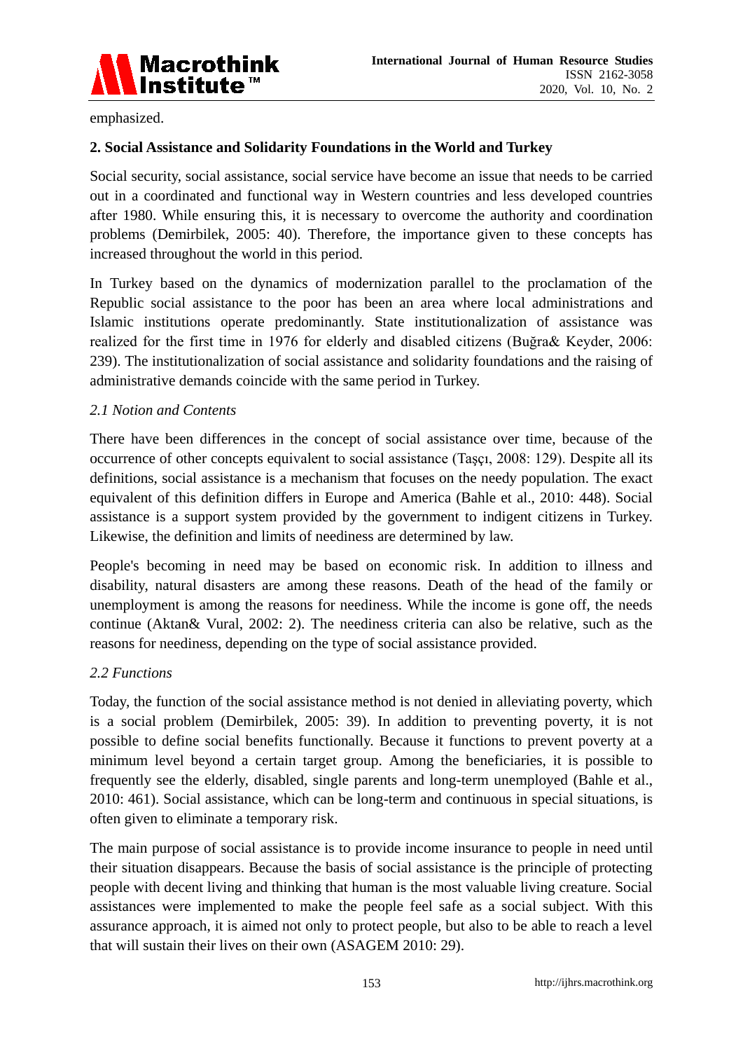emphasized.

## 2. Social Assistance and Solidarity Foundations in the World and Turkey

Social security, social assistance, social service have become an issue that needs to be carried out in a coordinated and functional way in Western countries and less developed countries after 1980. While ensuring this, it is necessary to overcome the authority and coordination problems (Demirbilek, 2005: 40). Therefore, the importance given to these concepts has increased throughout the world in this period.

In Turkey based on the dynamics of modernization parallel to the proclamation of the Republic social assistance to the poor has been an area where local administrations and Islamic institutions operate predominantly. State institutionalization of assistance was realized for the first time in 1976 for elderly and disabled citizens (Buğra& Keyder, 2006: 239). The institutionalization of social assistance and solidarity foundations and the raising of administrative demands coincide with the same period in Turkey.

### *2.1 Notion and Contents*

There have been differences in the concept of social assistance over time, because of the occurrence of other concepts equivalent to social assistance (Taşçı, 2008: 129). Despite all its definitions, social assistance is a mechanism that focuses on the needy population. The exact equivalent of this definition differs in Europe and America (Bahle et al., 2010: 448). Social assistance is a support system provided by the government to indigent citizens in Turkey. Likewise, the definition and limits of neediness are determined by law.

People's becoming in need may be based on economic risk. In addition to illness and disability, natural disasters are among these reasons. Death of the head of the family or unemployment is among the reasons for neediness. While the income is gone off, the needs continue (Aktan& Vural, 2002: 2). The neediness criteria can also be relative, such as the reasons for neediness, depending on the type of social assistance provided.

### *2.2 Functions*

Today, the function of the social assistance method is not denied in alleviating poverty, which is a social problem (Demirbilek, 2005: 39). In addition to preventing poverty, it is not possible to define social benefits functionally. Because it functions to prevent poverty at a minimum level beyond a certain target group. Among the beneficiaries, it is possible to frequently see the elderly, disabled, single parents and long-term unemployed (Bahle et al., 2010: 461). Social assistance, which can be long-term and continuous in special situations, is often given to eliminate a temporary risk.

The main purpose of social assistance is to provide income insurance to people in need until their situation disappears. Because the basis of social assistance is the principle of protecting people with decent living and thinking that human is the most valuable living creature. Social assistances were implemented to make the people feel safe as a social subject. With this assurance approach, it is aimed not only to protect people, but also to be able to reach a level that will sustain their lives on their own (ASAGEM 2010: 29).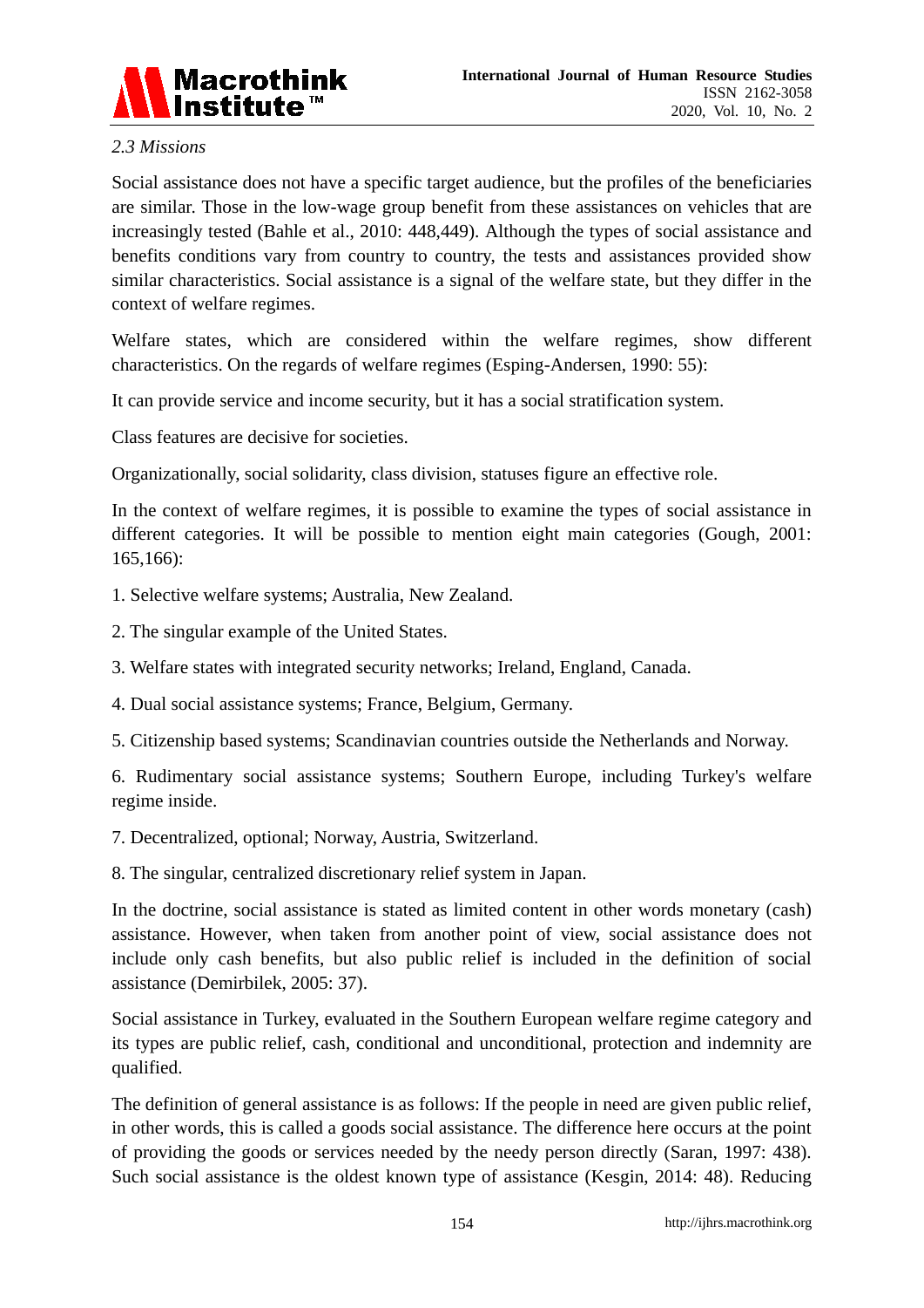### *2.3 Missions*

Social assistance does not have a specific target audience, but the profiles of the beneficiaries are similar. Those in the low-wage group benefit from these assistances on vehicles that are increasingly tested (Bahle et al., 2010: 448,449). Although the types of social assistance and benefits conditions vary from country to country, the tests and assistances provided show similar characteristics. Social assistance is a signal of the welfare state, but they differ in the context of welfare regimes.

Welfare states, which are considered within the welfare regimes, show different characteristics. On the regards of welfare regimes (Esping-Andersen, 1990: 55):

It can provide service and income security, but it has a social stratification system.

Class features are decisive for societies.

Organizationally, social solidarity, class division, statuses figure an effective role.

In the context of welfare regimes, it is possible to examine the types of social assistance in different categories. It will be possible to mention eight main categories (Gough, 2001: 165,166):

1. Selective welfare systems; Australia, New Zealand.

2. The singular example of the United States.

3. Welfare states with integrated security networks; Ireland, England, Canada.

4. Dual social assistance systems; France, Belgium, Germany.

5. Citizenship based systems; Scandinavian countries outside the Netherlands and Norway.

6. Rudimentary social assistance systems; Southern Europe, including Turkey's welfare regime inside.

7. Decentralized, optional; Norway, Austria, Switzerland.

8. The singular, centralized discretionary relief system in Japan.

In the doctrine, social assistance is stated as limited content in other words monetary (cash) assistance. However, when taken from another point of view, social assistance does not include only cash benefits, but also public relief is included in the definition of social assistance (Demirbilek, 2005: 37).

Social assistance in Turkey, evaluated in the Southern European welfare regime category and its types are public relief, cash, conditional and unconditional, protection and indemnity are qualified.

The definition of general assistance is as follows: If the people in need are given public relief, in other words, this is called a goods social assistance. The difference here occurs at the point of providing the goods or services needed by the needy person directly (Saran, 1997: 438). Such social assistance is the oldest known type of assistance (Kesgin, 2014: 48). Reducing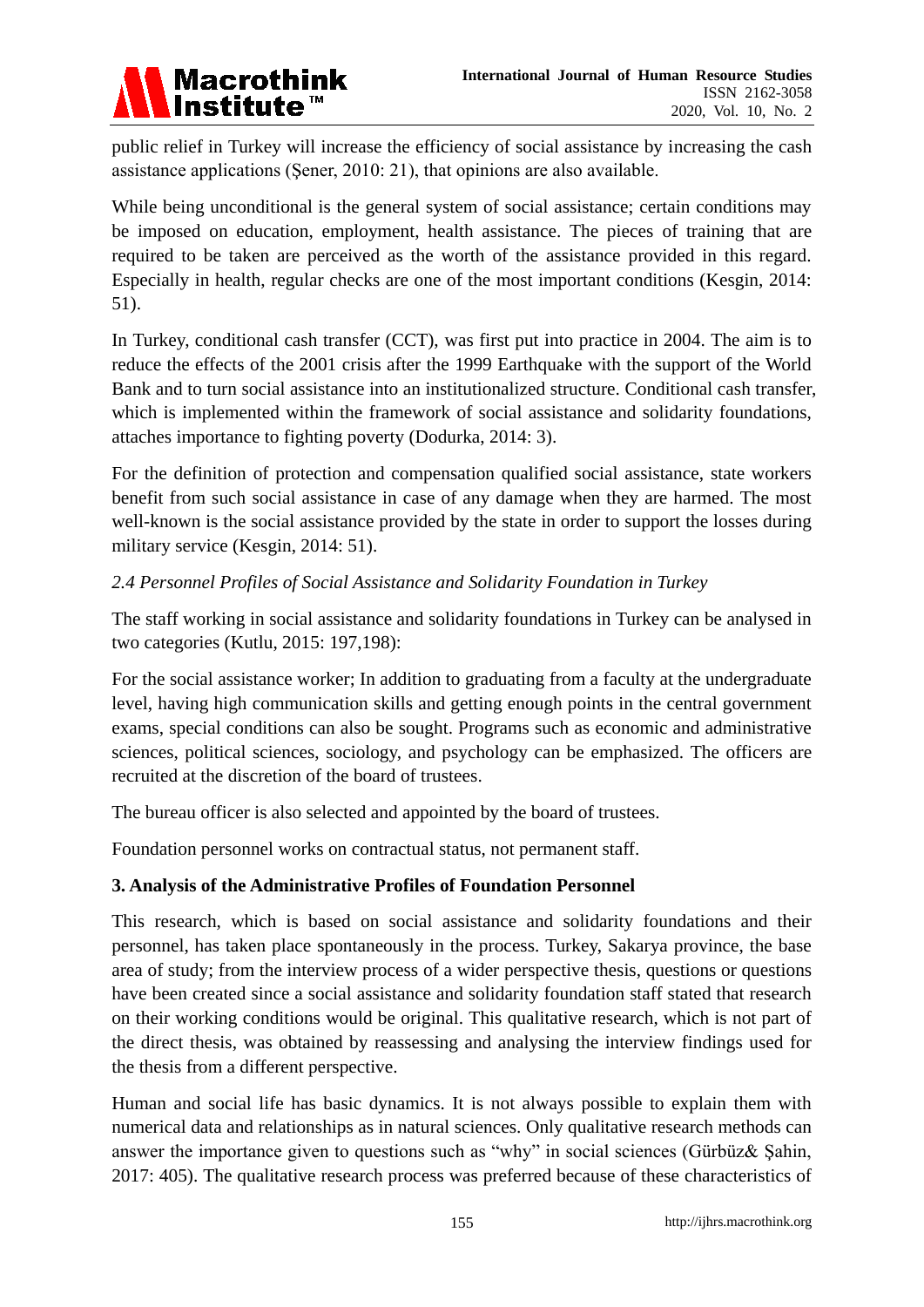public relief in Turkey will increase the efficiency of social assistance by increasing the cash assistance applications (Şener, 2010: 21), that opinions are also available.

While being unconditional is the general system of social assistance; certain conditions may be imposed on education, employment, health assistance. The pieces of training that are required to be taken are perceived as the worth of the assistance provided in this regard. Especially in health, regular checks are one of the most important conditions (Kesgin, 2014: 51).

In Turkey, conditional cash transfer (CCT), was first put into practice in 2004. The aim is to reduce the effects of the 2001 crisis after the 1999 Earthquake with the support of the World Bank and to turn social assistance into an institutionalized structure. Conditional cash transfer, which is implemented within the framework of social assistance and solidarity foundations, attaches importance to fighting poverty (Dodurka, 2014: 3).

For the definition of protection and compensation qualified social assistance, state workers benefit from such social assistance in case of any damage when they are harmed. The most well-known is the social assistance provided by the state in order to support the losses during military service (Kesgin, 2014: 51).

### *2.4 Personnel Profiles of Social Assistance and Solidarity Foundation in Turkey*

The staff working in social assistance and solidarity foundations in Turkey can be analysed in two categories (Kutlu, 2015: 197,198):

For the social assistance worker; In addition to graduating from a faculty at the undergraduate level, having high communication skills and getting enough points in the central government exams, special conditions can also be sought. Programs such as economic and administrative sciences, political sciences, sociology, and psychology can be emphasized. The officers are recruited at the discretion of the board of trustees.

The bureau officer is also selected and appointed by the board of trustees.

Foundation personnel works on contractual status, not permanent staff.

## 3. Analysis of the Administrative Profiles of Foundation Personnel

This research, which is based on social assistance and solidarity foundations and their personnel, has taken place spontaneously in the process. Turkey, Sakarya province, the base area of study; from the interview process of a wider perspective thesis, questions or questions have been created since a social assistance and solidarity foundation staff stated that research on their working conditions would be original. This qualitative research, which is not part of the direct thesis, was obtained by reassessing and analysing the interview findings used for the thesis from a different perspective.

Human and social life has basic dynamics. It is not always possible to explain them with numerical data and relationships as in natural sciences. Only qualitative research methods can answer the importance given to questions such as "why" in social sciences (Gürbüz& Şahin, 2017: 405). The qualitative research process was preferred because of these characteristics of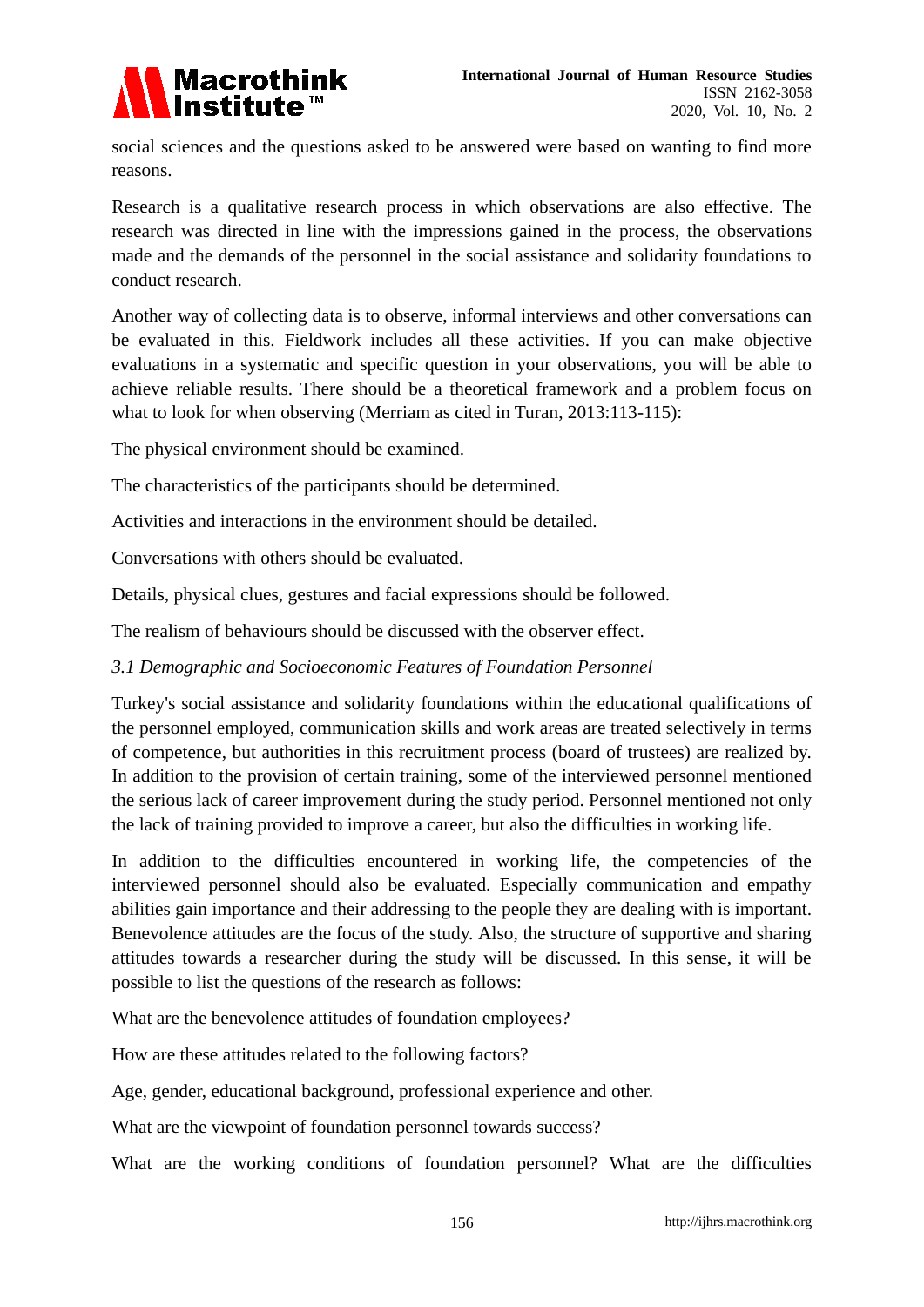social sciences and the questions asked to be answered were based on wanting to find more reasons.

Research is a qualitative research process in which observations are also effective. The research was directed in line with the impressions gained in the process, the observations made and the demands of the personnel in the social assistance and solidarity foundations to conduct research.

Another way of collecting data is to observe, informal interviews and other conversations can be evaluated in this. Fieldwork includes all these activities. If you can make objective evaluations in a systematic and specific question in your observations, you will be able to achieve reliable results. There should be a theoretical framework and a problem focus on what to look for when observing (Merriam as cited in Turan, 2013:113-115):

The physical environment should be examined.

The characteristics of the participants should be determined.

Activities and interactions in the environment should be detailed.

Conversations with others should be evaluated.

Details, physical clues, gestures and facial expressions should be followed.

The realism of behaviours should be discussed with the observer effect.

### *3.1 Demographic and Socioeconomic Features of Foundation Personnel*

Turkey's social assistance and solidarity foundations within the educational qualifications of the personnel employed, communication skills and work areas are treated selectively in terms of competence, but authorities in this recruitment process (board of trustees) are realized by. In addition to the provision of certain training, some of the interviewed personnel mentioned the serious lack of career improvement during the study period. Personnel mentioned not only the lack of training provided to improve a career, but also the difficulties in working life.

In addition to the difficulties encountered in working life, the competencies of the interviewed personnel should also be evaluated. Especially communication and empathy abilities gain importance and their addressing to the people they are dealing with is important. Benevolence attitudes are the focus of the study. Also, the structure of supportive and sharing attitudes towards a researcher during the study will be discussed. In this sense, it will be possible to list the questions of the research as follows:

What are the benevolence attitudes of foundation employees?

How are these attitudes related to the following factors?

Age, gender, educational background, professional experience and other.

What are the viewpoint of foundation personnel towards success?

What are the working conditions of foundation personnel? What are the difficulties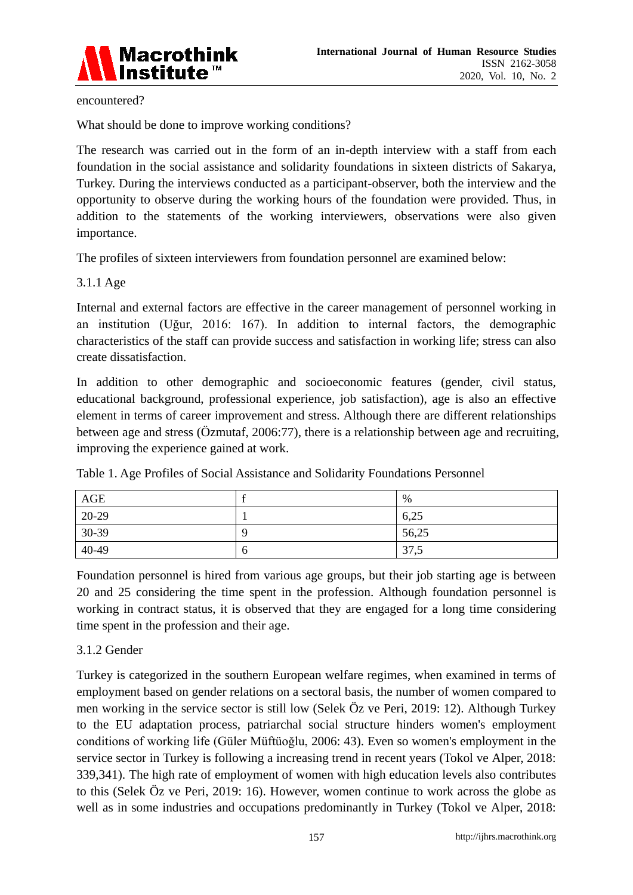encountered?

What should be done to improve working conditions?

The research was carried out in the form of an in-depth interview with a staff from each foundation in the social assistance and solidarity foundations in sixteen districts of Sakarya, Turkey. During the interviews conducted as a participant-observer, both the interview and the opportunity to observe during the working hours of the foundation were provided. Thus, in addition to the statements of the working interviewers, observations were also given importance.

The profiles of sixteen interviewers from foundation personnel are examined below:

### 3.1.1 Age

Internal and external factors are effective in the career management of personnel working in an institution (Uğur, 2016: 167). In addition to internal factors, the demographic characteristics of the staff can provide success and satisfaction in working life; stress can also create dissatisfaction.

In addition to other demographic and socioeconomic features (gender, civil status, educational background, professional experience, job satisfaction), age is also an effective element in terms of career improvement and stress. Although there are different relationships between age and stress (Özmutaf, 2006:77), there is a relationship between age and recruiting, improving the experience gained at work.

Table 1. Age Profiles of Social Assistance and Solidarity Foundations Personnel

| AGE | f | % |
|---|---|---|
| 20-29 | 1 | 6,25 |
| 30-39 | 9 | 56,25 |
| 40-49 | 6 | 37,5 |

Foundation personnel is hired from various age groups, but their job starting age is between 20 and 25 considering the time spent in the profession. Although foundation personnel is working in contract status, it is observed that they are engaged for a long time considering time spent in the profession and their age.

### 3.1.2 Gender

Turkey is categorized in the southern European welfare regimes, when examined in terms of employment based on gender relations on a sectoral basis, the number of women compared to men working in the service sector is still low (Selek Öz ve Peri, 2019: 12). Although Turkey to the EU adaptation process, patriarchal social structure hinders women's employment conditions of working life (Güler Müftüoğlu, 2006: 43). Even so women's employment in the service sector in Turkey is following a increasing trend in recent years (Tokol ve Alper, 2018: 339,341). The high rate of employment of women with high education levels also contributes to this (Selek Öz ve Peri, 2019: 16). However, women continue to work across the globe as well as in some industries and occupations predominantly in Turkey (Tokol ve Alper, 2018: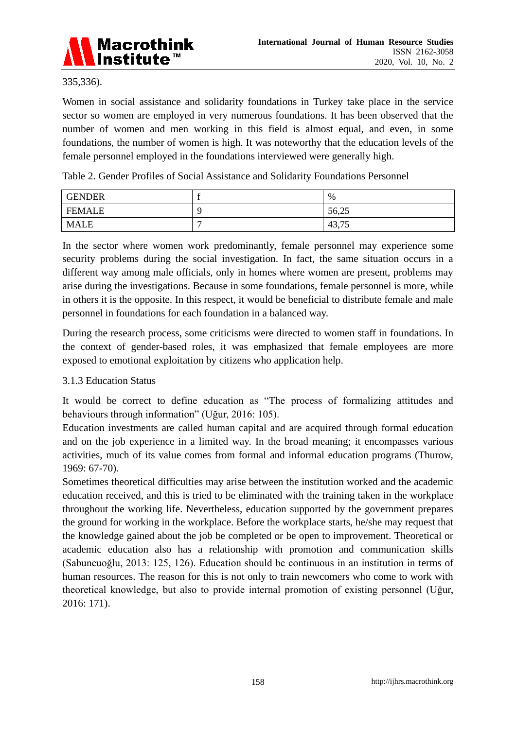335,336).

Women in social assistance and solidarity foundations in Turkey take place in the service sector so women are employed in very numerous foundations. It has been observed that the number of women and men working in this field is almost equal, and even, in some foundations, the number of women is high. It was noteworthy that the education levels of the female personnel employed in the foundations interviewed were generally high.

Table 2. Gender Profiles of Social Assistance and Solidarity Foundations Personnel

| GENDER | f | % |
|---|---|---|
| FEMALE | 9 | 56,25 |
| MALE | 7 | 43,75 |

In the sector where women work predominantly, female personnel may experience some security problems during the social investigation. In fact, the same situation occurs in a different way among male officials, only in homes where women are present, problems may arise during the investigations. Because in some foundations, female personnel is more, while in others it is the opposite. In this respect, it would be beneficial to distribute female and male personnel in foundations for each foundation in a balanced way.

During the research process, some criticisms were directed to women staff in foundations. In the context of gender-based roles, it was emphasized that female employees are more exposed to emotional exploitation by citizens who application help.

### 3.1.3 Education Status

It would be correct to define education as "The process of formalizing attitudes and behaviours through information" (Uğur, 2016: 105).

Education investments are called human capital and are acquired through formal education and on the job experience in a limited way. In the broad meaning; it encompasses various activities, much of its value comes from formal and informal education programs (Thurow, 1969: 67-70).

Sometimes theoretical difficulties may arise between the institution worked and the academic education received, and this is tried to be eliminated with the training taken in the workplace throughout the working life. Nevertheless, education supported by the government prepares the ground for working in the workplace. Before the workplace starts, he/she may request that the knowledge gained about the job be completed or be open to improvement. Theoretical or academic education also has a relationship with promotion and communication skills (Sabuncuoğlu, 2013: 125, 126). Education should be continuous in an institution in terms of human resources. The reason for this is not only to train newcomers who come to work with theoretical knowledge, but also to provide internal promotion of existing personnel (Uğur, 2016: 171).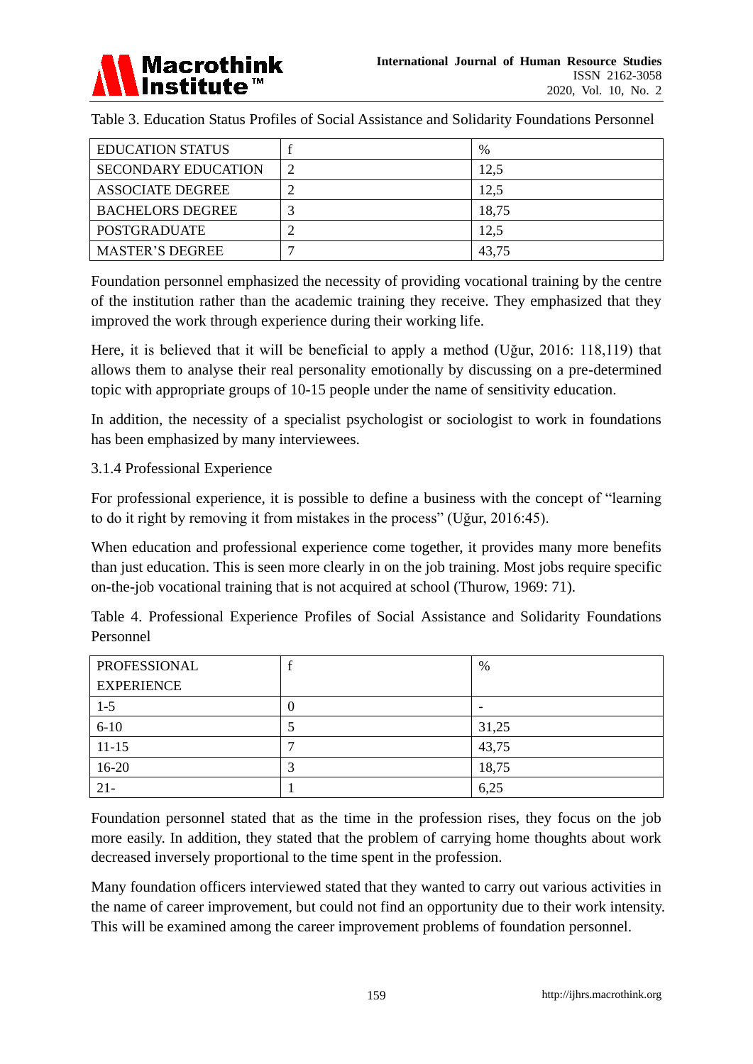Table 3. Education Status Profiles of Social Assistance and Solidarity Foundations Personnel

| EDUCATION STATUS | f | % |
| --- | --- | --- |
| SECONDARY EDUCATION | 2 | 12,5 |
| ASSOCIATE DEGREE | 2 | 12,5 |
| BACHELORS DEGREE | 3 | 18,75 |
| POSTGRADUATE | 2 | 12,5 |
| MASTER'S DEGREE | 7 | 43,75 |

Foundation personnel emphasized the necessity of providing vocational training by the centre of the institution rather than the academic training they receive. They emphasized that they improved the work through experience during their working life.

Here, it is believed that it will be beneficial to apply a method (Uğur, 2016: 118,119) that allows them to analyse their real personality emotionally by discussing on a pre-determined topic with appropriate groups of 10-15 people under the name of sensitivity education.

In addition, the necessity of a specialist psychologist or sociologist to work in foundations has been emphasized by many interviewees.

### 3.1.4 Professional Experience

For professional experience, it is possible to define a business with the concept of "learning to do it right by removing it from mistakes in the process" (Uğur, 2016:45).

When education and professional experience come together, it provides many more benefits than just education. This is seen more clearly in on the job training. Most jobs require specific on-the-job vocational training that is not acquired at school (Thurow, 1969: 71).

Table 4. Professional Experience Profiles of Social Assistance and Solidarity Foundations Personnel

| PROFESSIONAL EXPERIENCE | f | % |
| --- | --- | --- |
| 1-5 | 0 | - |
| 6-10 | 5 | 31,25 |
| 11-15 | 7 | 43,75 |
| 16-20 | 3 | 18,75 |
| 21- | 1 | 6,25 |

Foundation personnel stated that as the time in the profession rises, they focus on the job more easily. In addition, they stated that the problem of carrying home thoughts about work decreased inversely proportional to the time spent in the profession.

Many foundation officers interviewed stated that they wanted to carry out various activities in the name of career improvement, but could not find an opportunity due to their work intensity. This will be examined among the career improvement problems of foundation personnel.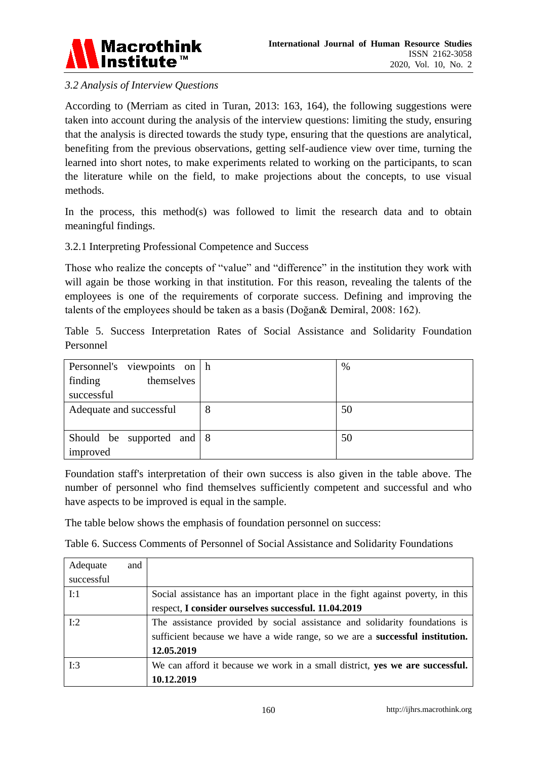*3.2 Analysis of Interview Questions*

According to (Merriam as cited in Turan, 2013: 163, 164), the following suggestions were taken into account during the analysis of the interview questions: limiting the study, ensuring that the analysis is directed towards the study type, ensuring that the questions are analytical, benefiting from the previous observations, getting self-audience view over time, turning the learned into short notes, to make experiments related to working on the participants, to scan the literature while on the field, to make projections about the concepts, to use visual methods.

In the process, this method(s) was followed to limit the research data and to obtain meaningful findings.

3.2.1 Interpreting Professional Competence and Success

Those who realize the concepts of "value" and "difference" in the institution they work with will again be those working in that institution. For this reason, revealing the talents of the employees is one of the requirements of corporate success. Defining and improving the talents of the employees should be taken as a basis (Doğan& Demiral, 2008: 162).

Table 5. Success Interpretation Rates of Social Assistance and Solidarity Foundation Personnel

| Personnel's viewpoints on finding themselves successful | h | % |
|---|---|---|
| Adequate and successful | 8 | 50 |
| Should be supported and improved | 8 | 50 |

Foundation staff's interpretation of their own success is also given in the table above. The number of personnel who find themselves sufficiently competent and successful and who have aspects to be improved is equal in the sample.

The table below shows the emphasis of foundation personnel on success:

Table 6. Success Comments of Personnel of Social Assistance and Solidarity Foundations

| Adequate and successful | |
|---|---|
| I:1 | Social assistance has an important place in the fight against poverty, in this respect, **I consider ourselves successful. 11.04.2019** |
| I:2 | The assistance provided by social assistance and solidarity foundations is sufficient because we have a wide range, so we are a **successful institution. 12.05.2019** |
| I:3 | We can afford it because we work in a small district, **yes we are successful. 10.12.2019** |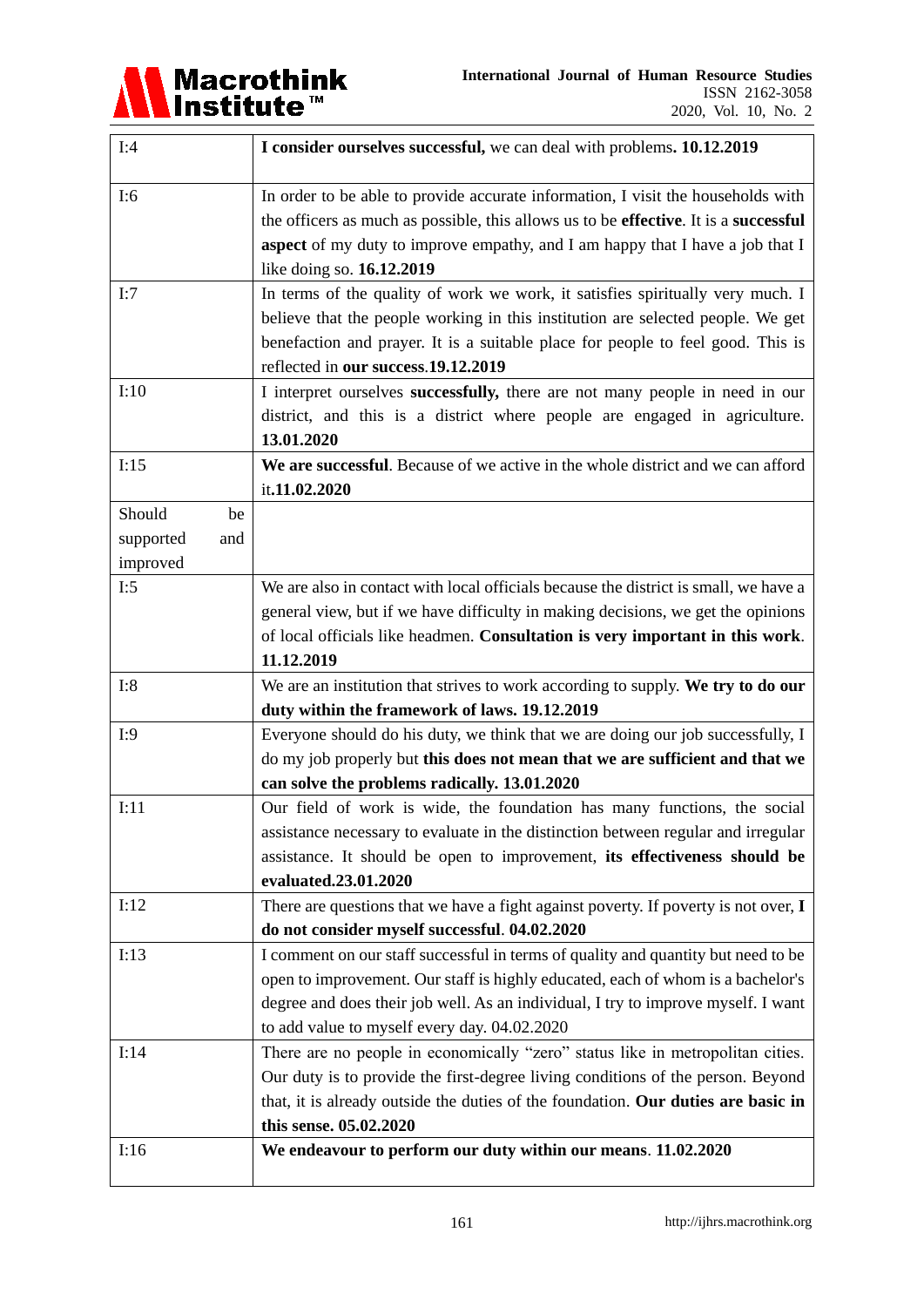| | |
|---|---|
| I:4 | **I consider ourselves successful,** we can deal with problems**. 10.12.2019** |
| I:6 | In order to be able to provide accurate information, I visit the households with the officers as much as possible, this allows us to be **effective**. It is a **successful aspect** of my duty to improve empathy, and I am happy that I have a job that I like doing so. **16.12.2019** |
| I:7 | In terms of the quality of work we work, it satisfies spiritually very much. I believe that the people working in this institution are selected people. We get benefaction and prayer. It is a suitable place for people to feel good. This is reflected in **our success.19.12.2019** |
| I:10 | I interpret ourselves **successfully,** there are not many people in need in our district, and this is a district where people are engaged in agriculture. **13.01.2020** |
| I:15 | **We are successful**. Because of we active in the whole district and we can afford it**.11.02.2020** |
| Should be supported and improved | |
| I:5 | We are also in contact with local officials because the district is small, we have a general view, but if we have difficulty in making decisions, we get the opinions of local officials like headmen. **Consultation is very important in this work**. **11.12.2019** |
| I:8 | We are an institution that strives to work according to supply. **We try to do our duty within the framework of laws. 19.12.2019** |
| I:9 | Everyone should do his duty, we think that we are doing our job successfully, I do my job properly but **this does not mean that we are sufficient and that we can solve the problems radically. 13.01.2020** |
| I:11 | Our field of work is wide, the foundation has many functions, the social assistance necessary to evaluate in the distinction between regular and irregular assistance. It should be open to improvement, **its effectiveness should be evaluated.23.01.2020** |
| I:12 | There are questions that we have a fight against poverty. If poverty is not over, **I do not consider myself successful**. **04.02.2020** |
| I:13 | I comment on our staff successful in terms of quality and quantity but need to be open to improvement. Our staff is highly educated, each of whom is a bachelor's degree and does their job well. As an individual, I try to improve myself. I want to add value to myself every day. 04.02.2020 |
| I:14 | There are no people in economically "zero" status like in metropolitan cities. Our duty is to provide the first-degree living conditions of the person. Beyond that, it is already outside the duties of the foundation. **Our duties are basic in this sense. 05.02.2020** |
| I:16 | **We endeavour to perform our duty within our means**. **11.02.2020** |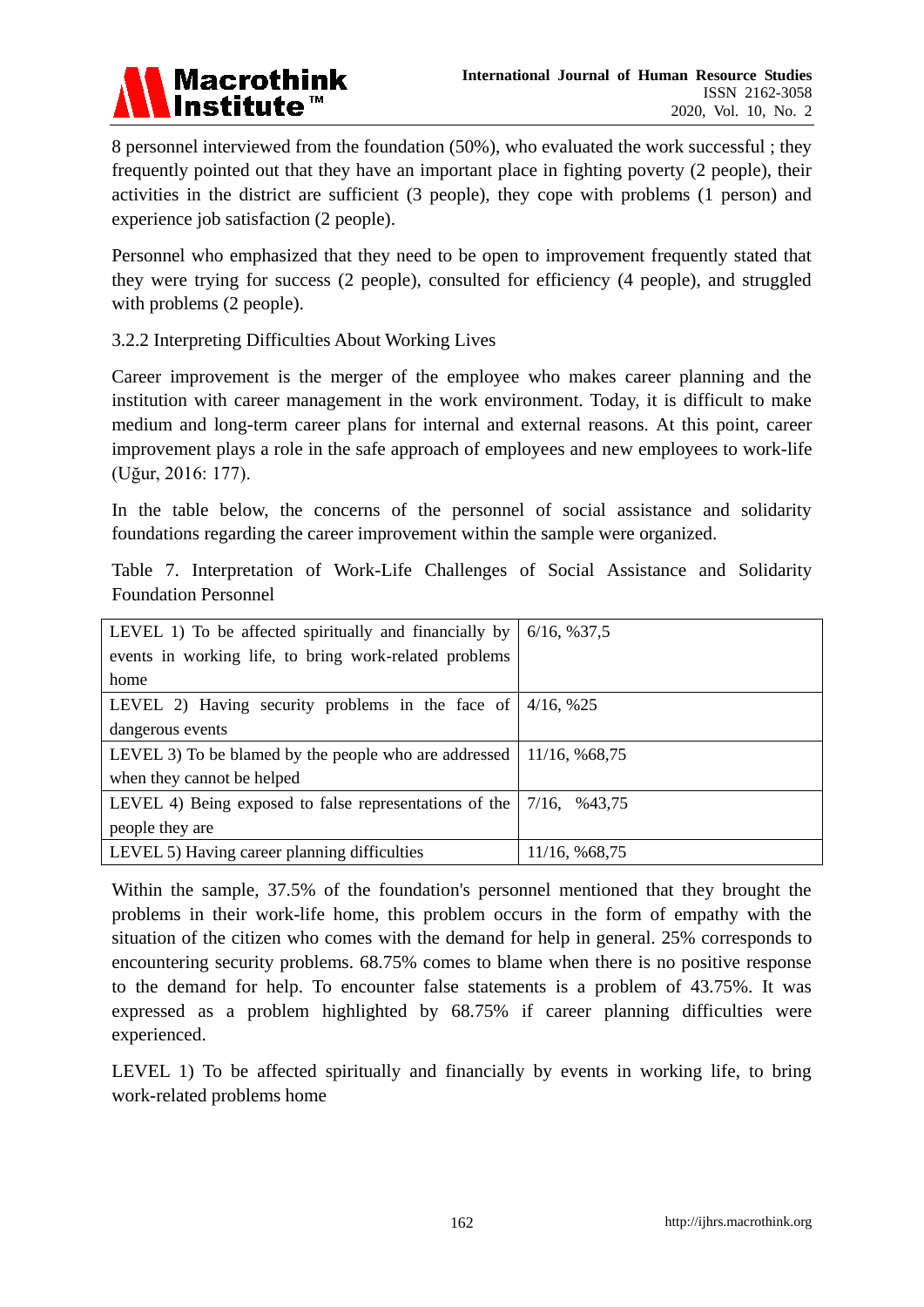8 personnel interviewed from the foundation (50%), who evaluated the work successful ; they frequently pointed out that they have an important place in fighting poverty (2 people), their activities in the district are sufficient (3 people), they cope with problems (1 person) and experience job satisfaction (2 people).

Personnel who emphasized that they need to be open to improvement frequently stated that they were trying for success (2 people), consulted for efficiency (4 people), and struggled with problems (2 people).

### 3.2.2 Interpreting Difficulties About Working Lives

Career improvement is the merger of the employee who makes career planning and the institution with career management in the work environment. Today, it is difficult to make medium and long-term career plans for internal and external reasons. At this point, career improvement plays a role in the safe approach of employees and new employees to work-life (Uğur, 2016: 177).

In the table below, the concerns of the personnel of social assistance and solidarity foundations regarding the career improvement within the sample were organized.

Table 7. Interpretation of Work-Life Challenges of Social Assistance and Solidarity Foundation Personnel

| | |
|---|---|
| LEVEL 1) To be affected spiritually and financially by events in working life, to bring work-related problems home | 6/16, %37,5 |
| LEVEL 2) Having security problems in the face of dangerous events | 4/16, %25 |
| LEVEL 3) To be blamed by the people who are addressed when they cannot be helped | 11/16, %68,75 |
| LEVEL 4) Being exposed to false representations of the people they are | 7/16, %43,75 |
| LEVEL 5) Having career planning difficulties | 11/16, %68,75 |

Within the sample, 37.5% of the foundation's personnel mentioned that they brought the problems in their work-life home, this problem occurs in the form of empathy with the situation of the citizen who comes with the demand for help in general. 25% corresponds to encountering security problems. 68.75% comes to blame when there is no positive response to the demand for help. To encounter false statements is a problem of 43.75%. It was expressed as a problem highlighted by 68.75% if career planning difficulties were experienced.

LEVEL 1) To be affected spiritually and financially by events in working life, to bring work-related problems home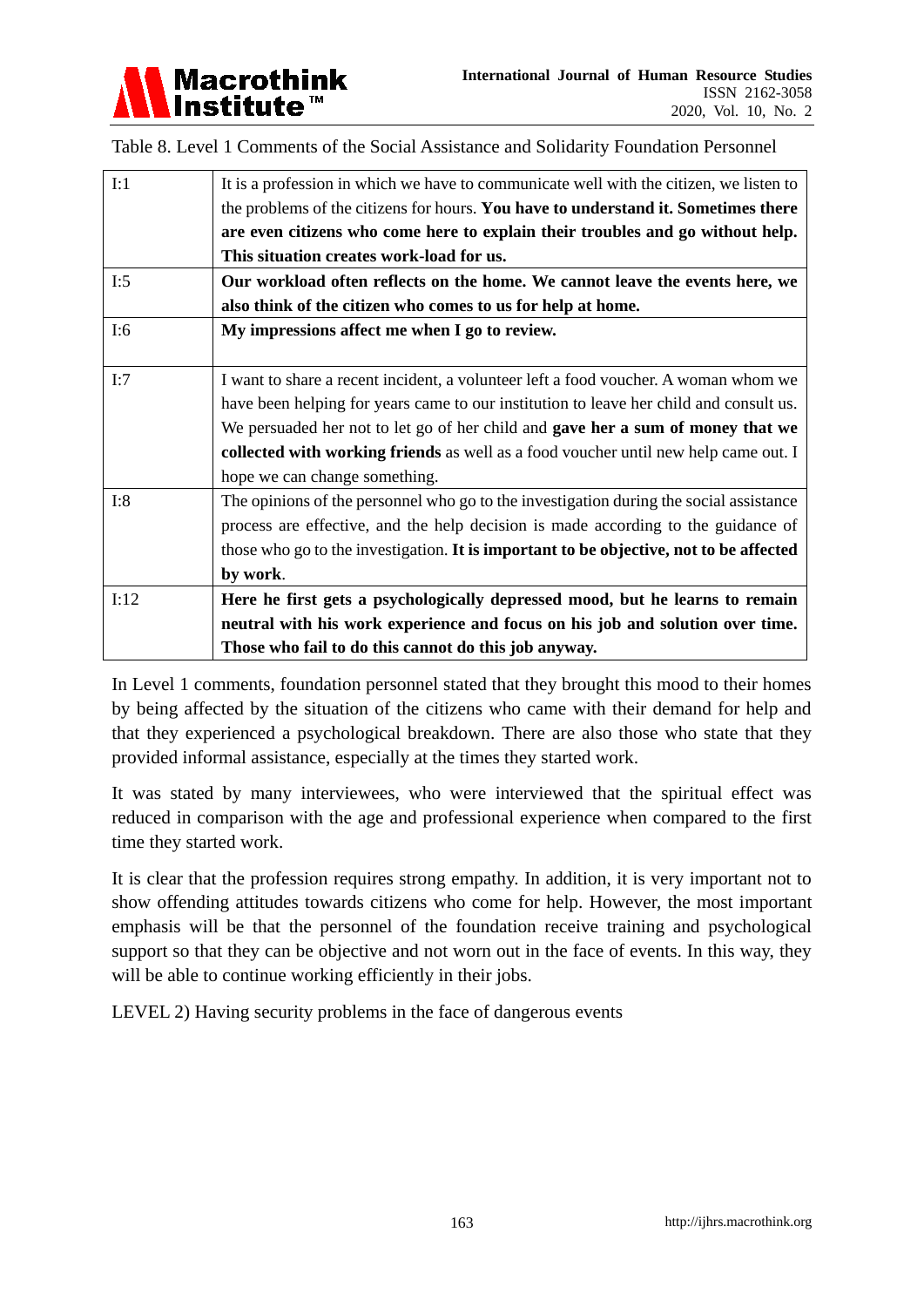Table 8. Level 1 Comments of the Social Assistance and Solidarity Foundation Personnel

| | |
|---|---|
| I:1 | It is a profession in which we have to communicate well with the citizen, we listen to the problems of the citizens for hours. **You have to understand it. Sometimes there are even citizens who come here to explain their troubles and go without help. This situation creates work-load for us.** |
| I:5 | **Our workload often reflects on the home. We cannot leave the events here, we also think of the citizen who comes to us for help at home.** |
| I:6 | **My impressions affect me when I go to review.** |
| I:7 | I want to share a recent incident, a volunteer left a food voucher. A woman whom we have been helping for years came to our institution to leave her child and consult us. We persuaded her not to let go of her child and **gave her a sum of money that we collected with working friends** as well as a food voucher until new help came out. I hope we can change something. |
| I:8 | The opinions of the personnel who go to the investigation during the social assistance process are effective, and the help decision is made according to the guidance of those who go to the investigation. **It is important to be objective, not to be affected by work**. |
| I:12 | **Here he first gets a psychologically depressed mood, but he learns to remain neutral with his work experience and focus on his job and solution over time. Those who fail to do this cannot do this job anyway.** |

In Level 1 comments, foundation personnel stated that they brought this mood to their homes by being affected by the situation of the citizens who came with their demand for help and that they experienced a psychological breakdown. There are also those who state that they provided informal assistance, especially at the times they started work.

It was stated by many interviewees, who were interviewed that the spiritual effect was reduced in comparison with the age and professional experience when compared to the first time they started work.

It is clear that the profession requires strong empathy. In addition, it is very important not to show offending attitudes towards citizens who come for help. However, the most important emphasis will be that the personnel of the foundation receive training and psychological support so that they can be objective and not worn out in the face of events. In this way, they will be able to continue working efficiently in their jobs.

LEVEL 2) Having security problems in the face of dangerous events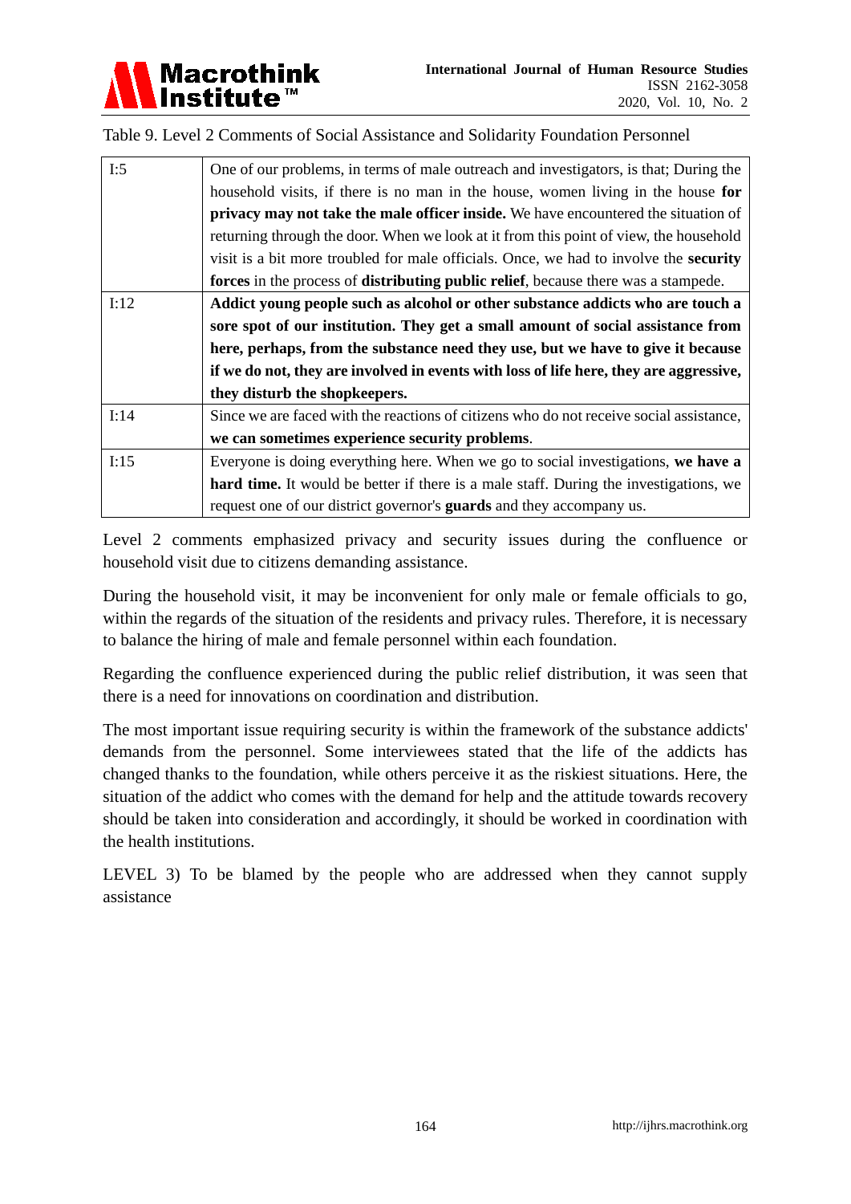Table 9. Level 2 Comments of Social Assistance and Solidarity Foundation Personnel

| | |
|---|---|
| I:5 | One of our problems, in terms of male outreach and investigators, is that; During the household visits, if there is no man in the house, women living in the house **for privacy may not take the male officer inside.** We have encountered the situation of returning through the door. When we look at it from this point of view, the household visit is a bit more troubled for male officials. Once, we had to involve the **security forces** in the process of **distributing public relief**, because there was a stampede. |
| I:12 | **Addict young people such as alcohol or other substance addicts who are touch a sore spot of our institution. They get a small amount of social assistance from here, perhaps, from the substance need they use, but we have to give it because if we do not, they are involved in events with loss of life here, they are aggressive, they disturb the shopkeepers.** |
| I:14 | Since we are faced with the reactions of citizens who do not receive social assistance, **we can sometimes experience security problems**. |
| I:15 | Everyone is doing everything here. When we go to social investigations, **we have a hard time.** It would be better if there is a male staff. During the investigations, we request one of our district governor's **guards** and they accompany us. |

Level 2 comments emphasized privacy and security issues during the confluence or household visit due to citizens demanding assistance.

During the household visit, it may be inconvenient for only male or female officials to go, within the regards of the situation of the residents and privacy rules. Therefore, it is necessary to balance the hiring of male and female personnel within each foundation.

Regarding the confluence experienced during the public relief distribution, it was seen that there is a need for innovations on coordination and distribution.

The most important issue requiring security is within the framework of the substance addicts' demands from the personnel. Some interviewees stated that the life of the addicts has changed thanks to the foundation, while others perceive it as the riskiest situations. Here, the situation of the addict who comes with the demand for help and the attitude towards recovery should be taken into consideration and accordingly, it should be worked in coordination with the health institutions.

LEVEL 3) To be blamed by the people who are addressed when they cannot supply assistance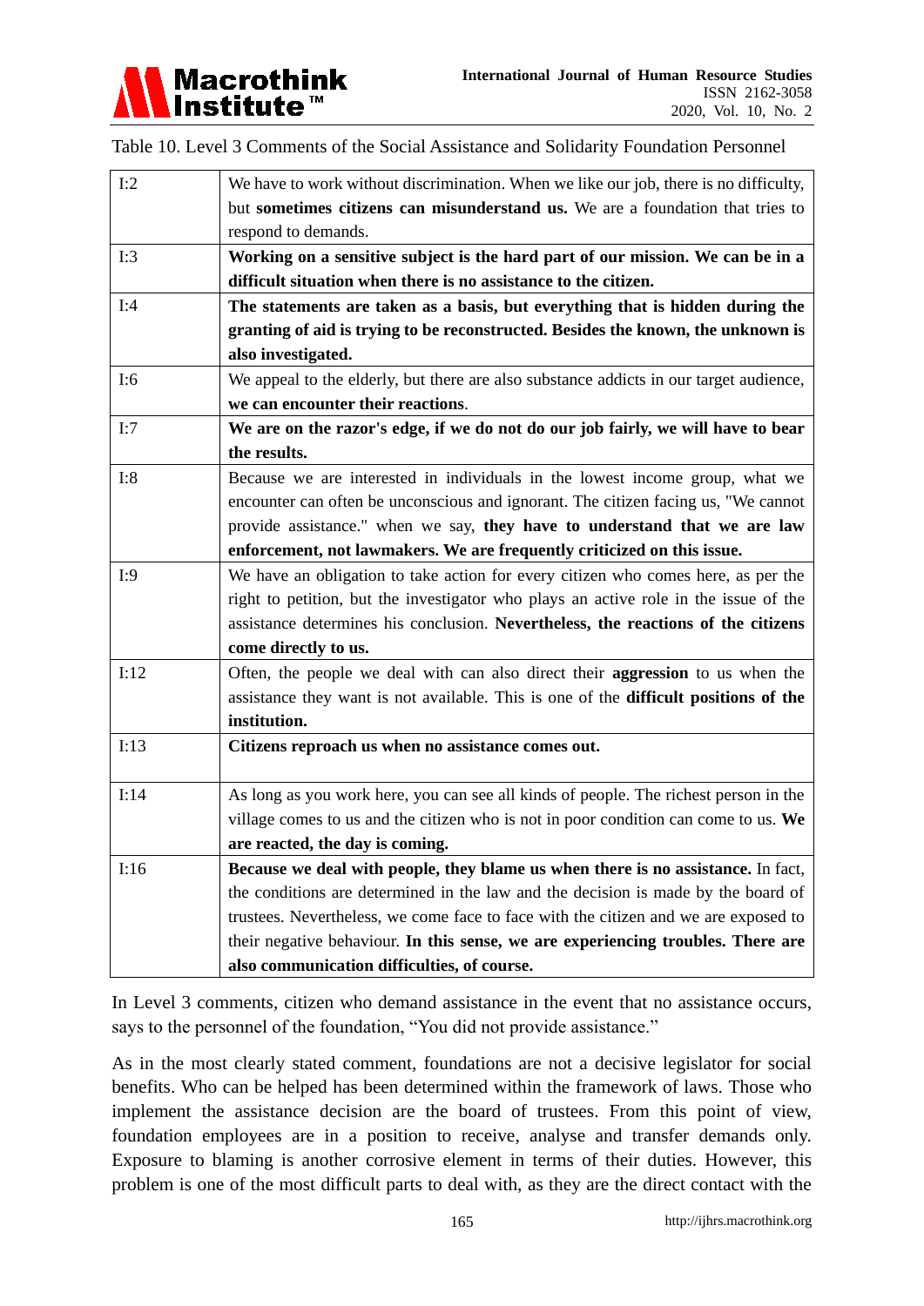Table 10. Level 3 Comments of the Social Assistance and Solidarity Foundation Personnel

| | |
|---|---|
| I:2 | We have to work without discrimination. When we like our job, there is no difficulty, but **sometimes citizens can misunderstand us.** We are a foundation that tries to respond to demands. |
| I:3 | **Working on a sensitive subject is the hard part of our mission. We can be in a difficult situation when there is no assistance to the citizen.** |
| I:4 | **The statements are taken as a basis, but everything that is hidden during the granting of aid is trying to be reconstructed. Besides the known, the unknown is also investigated.** |
| I:6 | We appeal to the elderly, but there are also substance addicts in our target audience, **we can encounter their reactions**. |
| I:7 | **We are on the razor's edge, if we do not do our job fairly, we will have to bear the results.** |
| I:8 | Because we are interested in individuals in the lowest income group, what we encounter can often be unconscious and ignorant. The citizen facing us, "We cannot provide assistance." when we say, **they have to understand that we are law enforcement, not lawmakers. We are frequently criticized on this issue.** |
| I:9 | We have an obligation to take action for every citizen who comes here, as per the right to petition, but the investigator who plays an active role in the issue of the assistance determines his conclusion. **Nevertheless, the reactions of the citizens come directly to us.** |
| I:12 | Often, the people we deal with can also direct their **aggression** to us when the assistance they want is not available. This is one of the **difficult positions of the institution.** |
| I:13 | **Citizens reproach us when no assistance comes out.** |
| I:14 | As long as you work here, you can see all kinds of people. The richest person in the village comes to us and the citizen who is not in poor condition can come to us. **We are reacted, the day is coming.** |
| I:16 | **Because we deal with people, they blame us when there is no assistance.** In fact, the conditions are determined in the law and the decision is made by the board of trustees. Nevertheless, we come face to face with the citizen and we are exposed to their negative behaviour. **In this sense, we are experiencing troubles. There are also communication difficulties, of course.** |

In Level 3 comments, citizen who demand assistance in the event that no assistance occurs, says to the personnel of the foundation, "You did not provide assistance."

As in the most clearly stated comment, foundations are not a decisive legislator for social benefits. Who can be helped has been determined within the framework of laws. Those who implement the assistance decision are the board of trustees. From this point of view, foundation employees are in a position to receive, analyse and transfer demands only. Exposure to blaming is another corrosive element in terms of their duties. However, this problem is one of the most difficult parts to deal with, as they are the direct contact with the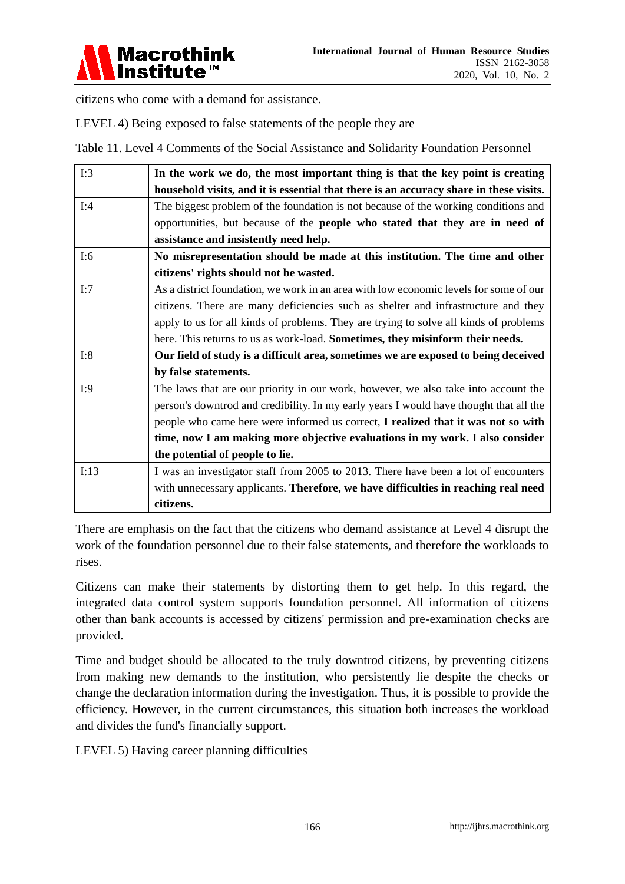citizens who come with a demand for assistance.

LEVEL 4) Being exposed to false statements of the people they are

Table 11. Level 4 Comments of the Social Assistance and Solidarity Foundation Personnel

| | |
|---|---|
| I:3 | **In the work we do, the most important thing is that the key point is creating household visits, and it is essential that there is an accuracy share in these visits.** |
| I:4 | The biggest problem of the foundation is not because of the working conditions and opportunities, but because of the **people who stated that they are in need of assistance and insistently need help.** |
| I:6 | **No misrepresentation should be made at this institution. The time and other citizens' rights should not be wasted.** |
| I:7 | As a district foundation, we work in an area with low economic levels for some of our citizens. There are many deficiencies such as shelter and infrastructure and they apply to us for all kinds of problems. They are trying to solve all kinds of problems here. This returns to us as work-load. **Sometimes, they misinform their needs.** |
| I:8 | **Our field of study is a difficult area, sometimes we are exposed to being deceived by false statements.** |
| I:9 | The laws that are our priority in our work, however, we also take into account the person's downtrod and credibility. In my early years I would have thought that all the people who came here were informed us correct, **I realized that it was not so with time, now I am making more objective evaluations in my work. I also consider the potential of people to lie.** |
| I:13 | I was an investigator staff from 2005 to 2013. There have been a lot of encounters with unnecessary applicants. **Therefore, we have difficulties in reaching real need citizens.** |

There are emphasis on the fact that the citizens who demand assistance at Level 4 disrupt the work of the foundation personnel due to their false statements, and therefore the workloads to rises.

Citizens can make their statements by distorting them to get help. In this regard, the integrated data control system supports foundation personnel. All information of citizens other than bank accounts is accessed by citizens' permission and pre-examination checks are provided.

Time and budget should be allocated to the truly downtrod citizens, by preventing citizens from making new demands to the institution, who persistently lie despite the checks or change the declaration information during the investigation. Thus, it is possible to provide the efficiency. However, in the current circumstances, this situation both increases the workload and divides the fund's financially support.

LEVEL 5) Having career planning difficulties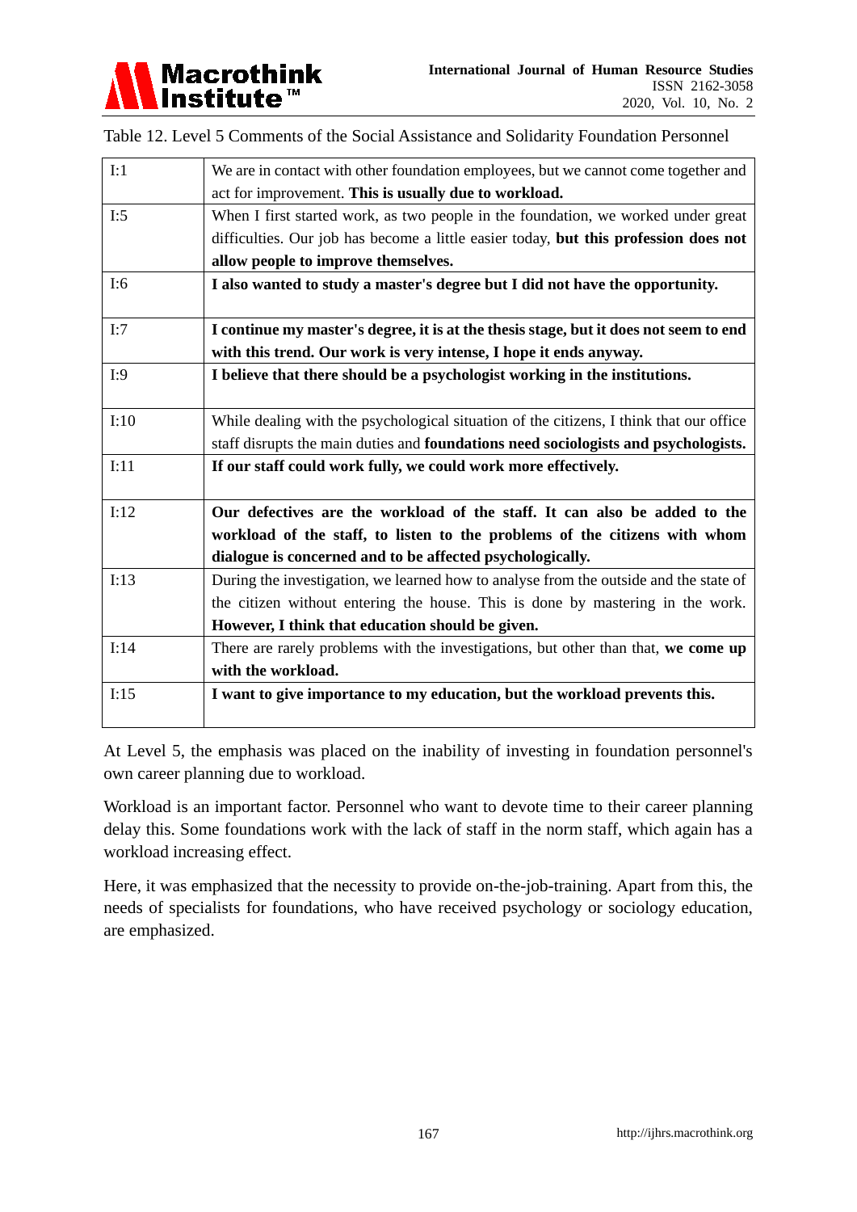Table 12. Level 5 Comments of the Social Assistance and Solidarity Foundation Personnel

| | |
|---|---|
| I:1 | We are in contact with other foundation employees, but we cannot come together and act for improvement. **This is usually due to workload.** |
| I:5 | When I first started work, as two people in the foundation, we worked under great difficulties. Our job has become a little easier today, **but this profession does not allow people to improve themselves.** |
| I:6 | **I also wanted to study a master's degree but I did not have the opportunity.** |
| I:7 | **I continue my master's degree, it is at the thesis stage, but it does not seem to end with this trend. Our work is very intense, I hope it ends anyway.** |
| I:9 | **I believe that there should be a psychologist working in the institutions.** |
| I:10 | While dealing with the psychological situation of the citizens, I think that our office staff disrupts the main duties and **foundations need sociologists and psychologists.** |
| I:11 | **If our staff could work fully, we could work more effectively.** |
| I:12 | **Our defectives are the workload of the staff. It can also be added to the workload of the staff, to listen to the problems of the citizens with whom dialogue is concerned and to be affected psychologically.** |
| I:13 | During the investigation, we learned how to analyse from the outside and the state of the citizen without entering the house. This is done by mastering in the work. **However, I think that education should be given.** |
| I:14 | There are rarely problems with the investigations, but other than that, **we come up with the workload.** |
| I:15 | **I want to give importance to my education, but the workload prevents this.** |

At Level 5, the emphasis was placed on the inability of investing in foundation personnel's own career planning due to workload.

Workload is an important factor. Personnel who want to devote time to their career planning delay this. Some foundations work with the lack of staff in the norm staff, which again has a workload increasing effect.

Here, it was emphasized that the necessity to provide on-the-job-training. Apart from this, the needs of specialists for foundations, who have received psychology or sociology education, are emphasized.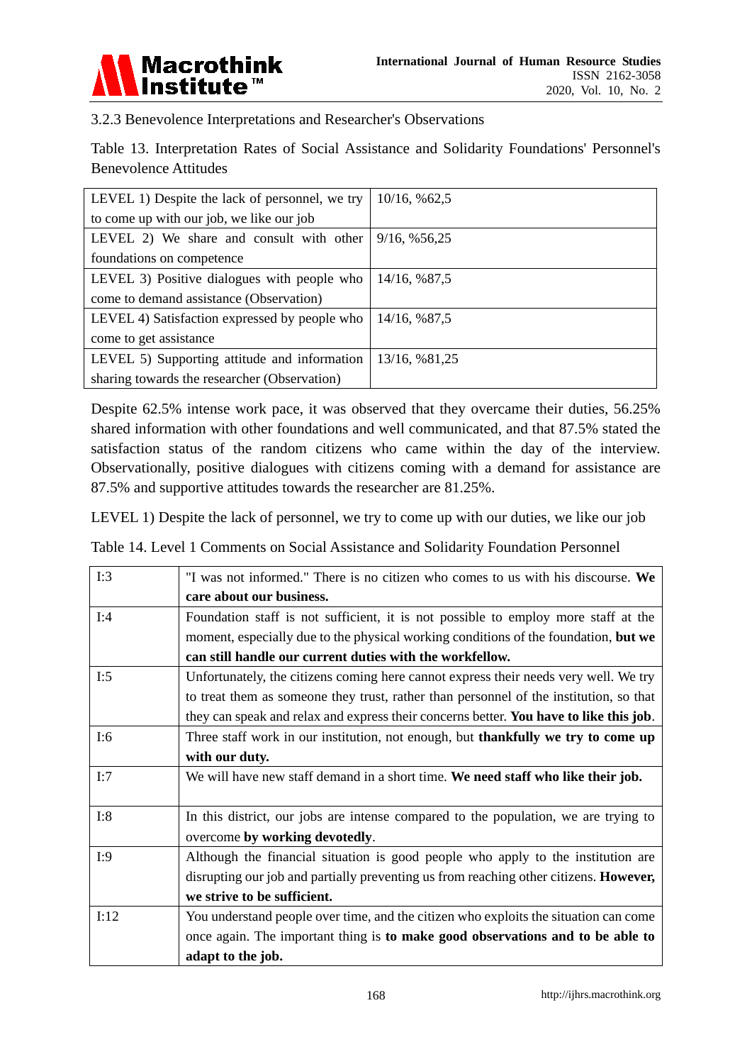### 3.2.3 Benevolence Interpretations and Researcher's Observations

Table 13. Interpretation Rates of Social Assistance and Solidarity Foundations' Personnel's Benevolence Attitudes

| | |
|---|---|
| LEVEL 1) Despite the lack of personnel, we try to come up with our job, we like our job | 10/16, %62,5 |
| LEVEL 2) We share and consult with other foundations on competence | 9/16, %56,25 |
| LEVEL 3) Positive dialogues with people who come to demand assistance (Observation) | 14/16, %87,5 |
| LEVEL 4) Satisfaction expressed by people who come to get assistance | 14/16, %87,5 |
| LEVEL 5) Supporting attitude and information sharing towards the researcher (Observation) | 13/16, %81,25 |

Despite 62.5% intense work pace, it was observed that they overcame their duties, 56.25% shared information with other foundations and well communicated, and that 87.5% stated the satisfaction status of the random citizens who came within the day of the interview. Observationally, positive dialogues with citizens coming with a demand for assistance are 87.5% and supportive attitudes towards the researcher are 81.25%.

LEVEL 1) Despite the lack of personnel, we try to come up with our duties, we like our job

Table 14. Level 1 Comments on Social Assistance and Solidarity Foundation Personnel

| | |
|---|---|
| I:3 | "I was not informed." There is no citizen who comes to us with his discourse. **We care about our business.** |
| I:4 | Foundation staff is not sufficient, it is not possible to employ more staff at the moment, especially due to the physical working conditions of the foundation, **but we can still handle our current duties with the workfellow.** |
| I:5 | Unfortunately, the citizens coming here cannot express their needs very well. We try to treat them as someone they trust, rather than personnel of the institution, so that they can speak and relax and express their concerns better. **You have to like this job**. |
| I:6 | Three staff work in our institution, not enough, but **thankfully we try to come up with our duty.** |
| I:7 | We will have new staff demand in a short time. **We need staff who like their job.** |
| I:8 | In this district, our jobs are intense compared to the population, we are trying to overcome **by working devotedly**. |
| I:9 | Although the financial situation is good people who apply to the institution are disrupting our job and partially preventing us from reaching other citizens. **However, we strive to be sufficient.** |
| I:12 | You understand people over time, and the citizen who exploits the situation can come once again. The important thing is **to make good observations and to be able to adapt to the job.** |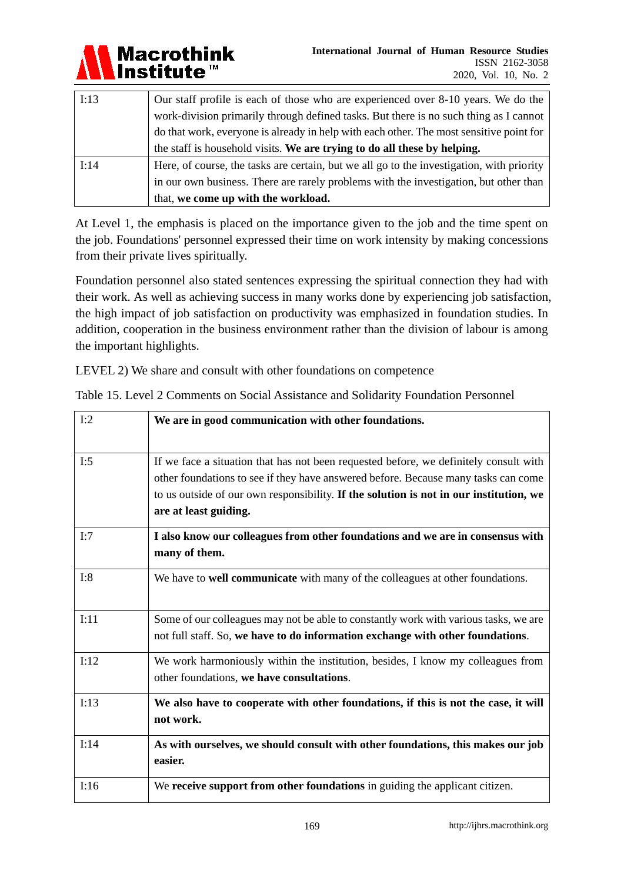| | |
|---|---|
| I:13 | Our staff profile is each of those who are experienced over 8-10 years. We do the work-division primarily through defined tasks. But there is no such thing as I cannot do that work, everyone is already in help with each other. The most sensitive point for the staff is household visits. **We are trying to do all these by helping.** |
| I:14 | Here, of course, the tasks are certain, but we all go to the investigation, with priority in our own business. There are rarely problems with the investigation, but other than that, **we come up with the workload.** |

At Level 1, the emphasis is placed on the importance given to the job and the time spent on the job. Foundations' personnel expressed their time on work intensity by making concessions from their private lives spiritually.

Foundation personnel also stated sentences expressing the spiritual connection they had with their work. As well as achieving success in many works done by experiencing job satisfaction, the high impact of job satisfaction on productivity was emphasized in foundation studies. In addition, cooperation in the business environment rather than the division of labour is among the important highlights.

LEVEL 2) We share and consult with other foundations on competence

Table 15. Level 2 Comments on Social Assistance and Solidarity Foundation Personnel

| | |
|---|---|
| I:2 | **We are in good communication with other foundations.** |
| I:5 | If we face a situation that has not been requested before, we definitely consult with other foundations to see if they have answered before. Because many tasks can come to us outside of our own responsibility. **If the solution is not in our institution, we are at least guiding.** |
| I:7 | **I also know our colleagues from other foundations and we are in consensus with many of them.** |
| I:8 | We have to **well communicate** with many of the colleagues at other foundations. |
| I:11 | Some of our colleagues may not be able to constantly work with various tasks, we are not full staff. So, **we have to do information exchange with other foundations**. |
| I:12 | We work harmoniously within the institution, besides, I know my colleagues from other foundations, **we have consultations**. |
| I:13 | **We also have to cooperate with other foundations, if this is not the case, it will not work.** |
| I:14 | **As with ourselves, we should consult with other foundations, this makes our job easier.** |
| I:16 | We **receive support from other foundations** in guiding the applicant citizen. |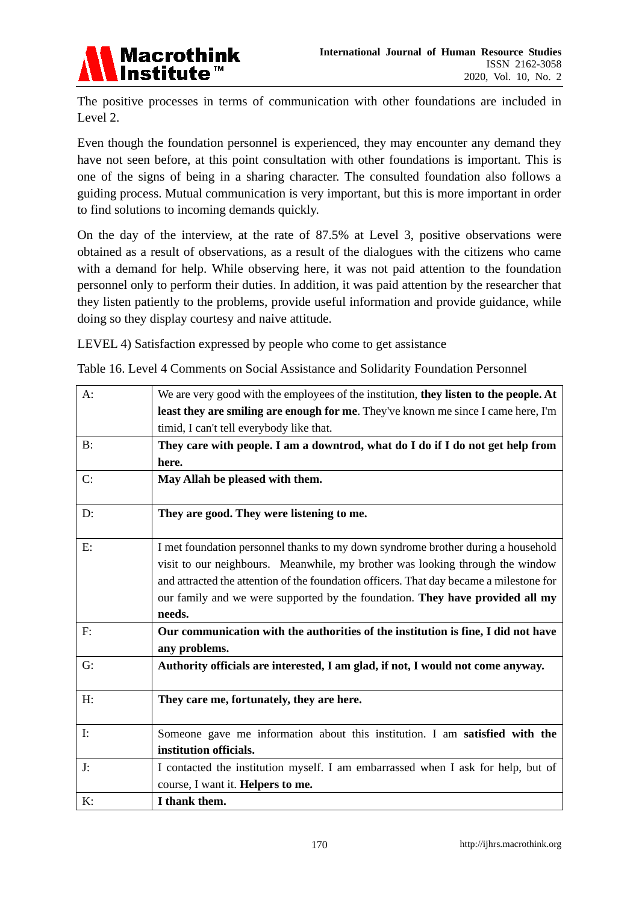The positive processes in terms of communication with other foundations are included in Level 2.

Even though the foundation personnel is experienced, they may encounter any demand they have not seen before, at this point consultation with other foundations is important. This is one of the signs of being in a sharing character. The consulted foundation also follows a guiding process. Mutual communication is very important, but this is more important in order to find solutions to incoming demands quickly.

On the day of the interview, at the rate of 87.5% at Level 3, positive observations were obtained as a result of observations, as a result of the dialogues with the citizens who came with a demand for help. While observing here, it was not paid attention to the foundation personnel only to perform their duties. In addition, it was paid attention by the researcher that they listen patiently to the problems, provide useful information and provide guidance, while doing so they display courtesy and naive attitude.

LEVEL 4) Satisfaction expressed by people who come to get assistance

Table 16. Level 4 Comments on Social Assistance and Solidarity Foundation Personnel

| | |
|---|---|
| A: | We are very good with the employees of the institution, **they listen to the people. At least they are smiling are enough for me**. They've known me since I came here, I'm timid, I can't tell everybody like that. |
| B: | **They care with people. I am a downtrod, what do I do if I do not get help from here.** |
| C: | **May Allah be pleased with them.** |
| D: | **They are good. They were listening to me.** |
| E: | I met foundation personnel thanks to my down syndrome brother during a household visit to our neighbours. Meanwhile, my brother was looking through the window and attracted the attention of the foundation officers. That day became a milestone for our family and we were supported by the foundation. **They have provided all my needs.** |
| F: | **Our communication with the authorities of the institution is fine, I did not have any problems.** |
| G: | **Authority officials are interested, I am glad, if not, I would not come anyway.** |
| H: | **They care me, fortunately, they are here.** |
| I: | Someone gave me information about this institution. I am **satisfied with the institution officials.** |
| J: | I contacted the institution myself. I am embarrassed when I ask for help, but of course, I want it. **Helpers to me.** |
| K: | **I thank them.** |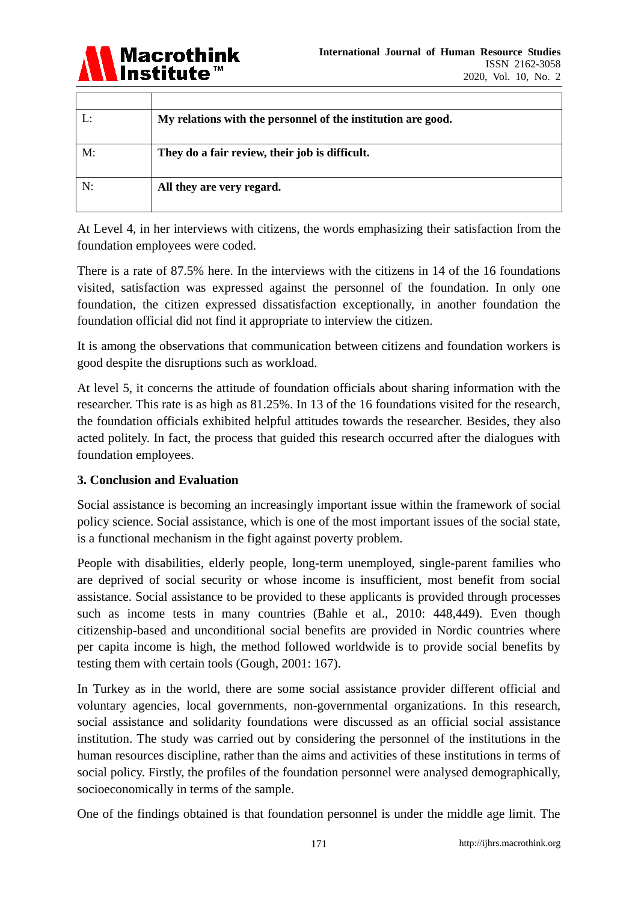|  |  |
|---|---|
| L: | **My relations with the personnel of the institution are good.** |
| M: | **They do a fair review, their job is difficult.** |
| N: | **All they are very regard.** |

At Level 4, in her interviews with citizens, the words emphasizing their satisfaction from the foundation employees were coded.

There is a rate of 87.5% here. In the interviews with the citizens in 14 of the 16 foundations visited, satisfaction was expressed against the personnel of the foundation. In only one foundation, the citizen expressed dissatisfaction exceptionally, in another foundation the foundation official did not find it appropriate to interview the citizen.

It is among the observations that communication between citizens and foundation workers is good despite the disruptions such as workload.

At level 5, it concerns the attitude of foundation officials about sharing information with the researcher. This rate is as high as 81.25%. In 13 of the 16 foundations visited for the research, the foundation officials exhibited helpful attitudes towards the researcher. Besides, they also acted politely. In fact, the process that guided this research occurred after the dialogues with foundation employees.

## 3. Conclusion and Evaluation

Social assistance is becoming an increasingly important issue within the framework of social policy science. Social assistance, which is one of the most important issues of the social state, is a functional mechanism in the fight against poverty problem.

People with disabilities, elderly people, long-term unemployed, single-parent families who are deprived of social security or whose income is insufficient, most benefit from social assistance. Social assistance to be provided to these applicants is provided through processes such as income tests in many countries (Bahle et al., 2010: 448,449). Even though citizenship-based and unconditional social benefits are provided in Nordic countries where per capita income is high, the method followed worldwide is to provide social benefits by testing them with certain tools (Gough, 2001: 167).

In Turkey as in the world, there are some social assistance provider different official and voluntary agencies, local governments, non-governmental organizations. In this research, social assistance and solidarity foundations were discussed as an official social assistance institution. The study was carried out by considering the personnel of the institutions in the human resources discipline, rather than the aims and activities of these institutions in terms of social policy. Firstly, the profiles of the foundation personnel were analysed demographically, socioeconomically in terms of the sample.

One of the findings obtained is that foundation personnel is under the middle age limit. The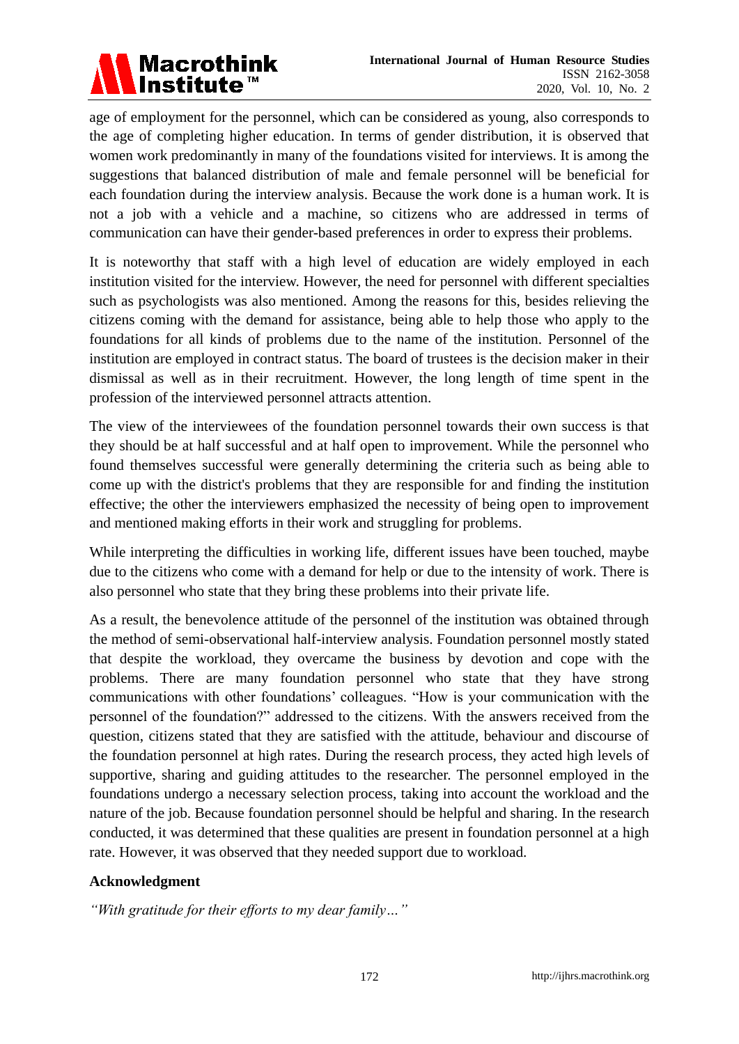age of employment for the personnel, which can be considered as young, also corresponds to the age of completing higher education. In terms of gender distribution, it is observed that women work predominantly in many of the foundations visited for interviews. It is among the suggestions that balanced distribution of male and female personnel will be beneficial for each foundation during the interview analysis. Because the work done is a human work. It is not a job with a vehicle and a machine, so citizens who are addressed in terms of communication can have their gender-based preferences in order to express their problems.

It is noteworthy that staff with a high level of education are widely employed in each institution visited for the interview. However, the need for personnel with different specialties such as psychologists was also mentioned. Among the reasons for this, besides relieving the citizens coming with the demand for assistance, being able to help those who apply to the foundations for all kinds of problems due to the name of the institution. Personnel of the institution are employed in contract status. The board of trustees is the decision maker in their dismissal as well as in their recruitment. However, the long length of time spent in the profession of the interviewed personnel attracts attention.

The view of the interviewees of the foundation personnel towards their own success is that they should be at half successful and at half open to improvement. While the personnel who found themselves successful were generally determining the criteria such as being able to come up with the district's problems that they are responsible for and finding the institution effective; the other the interviewers emphasized the necessity of being open to improvement and mentioned making efforts in their work and struggling for problems.

While interpreting the difficulties in working life, different issues have been touched, maybe due to the citizens who come with a demand for help or due to the intensity of work. There is also personnel who state that they bring these problems into their private life.

As a result, the benevolence attitude of the personnel of the institution was obtained through the method of semi-observational half-interview analysis. Foundation personnel mostly stated that despite the workload, they overcame the business by devotion and cope with the problems. There are many foundation personnel who state that they have strong communications with other foundations' colleagues. "How is your communication with the personnel of the foundation?" addressed to the citizens. With the answers received from the question, citizens stated that they are satisfied with the attitude, behaviour and discourse of the foundation personnel at high rates. During the research process, they acted high levels of supportive, sharing and guiding attitudes to the researcher. The personnel employed in the foundations undergo a necessary selection process, taking into account the workload and the nature of the job. Because foundation personnel should be helpful and sharing. In the research conducted, it was determined that these qualities are present in foundation personnel at a high rate. However, it was observed that they needed support due to workload.

## Acknowledgment

*"With gratitude for their efforts to my dear family…"*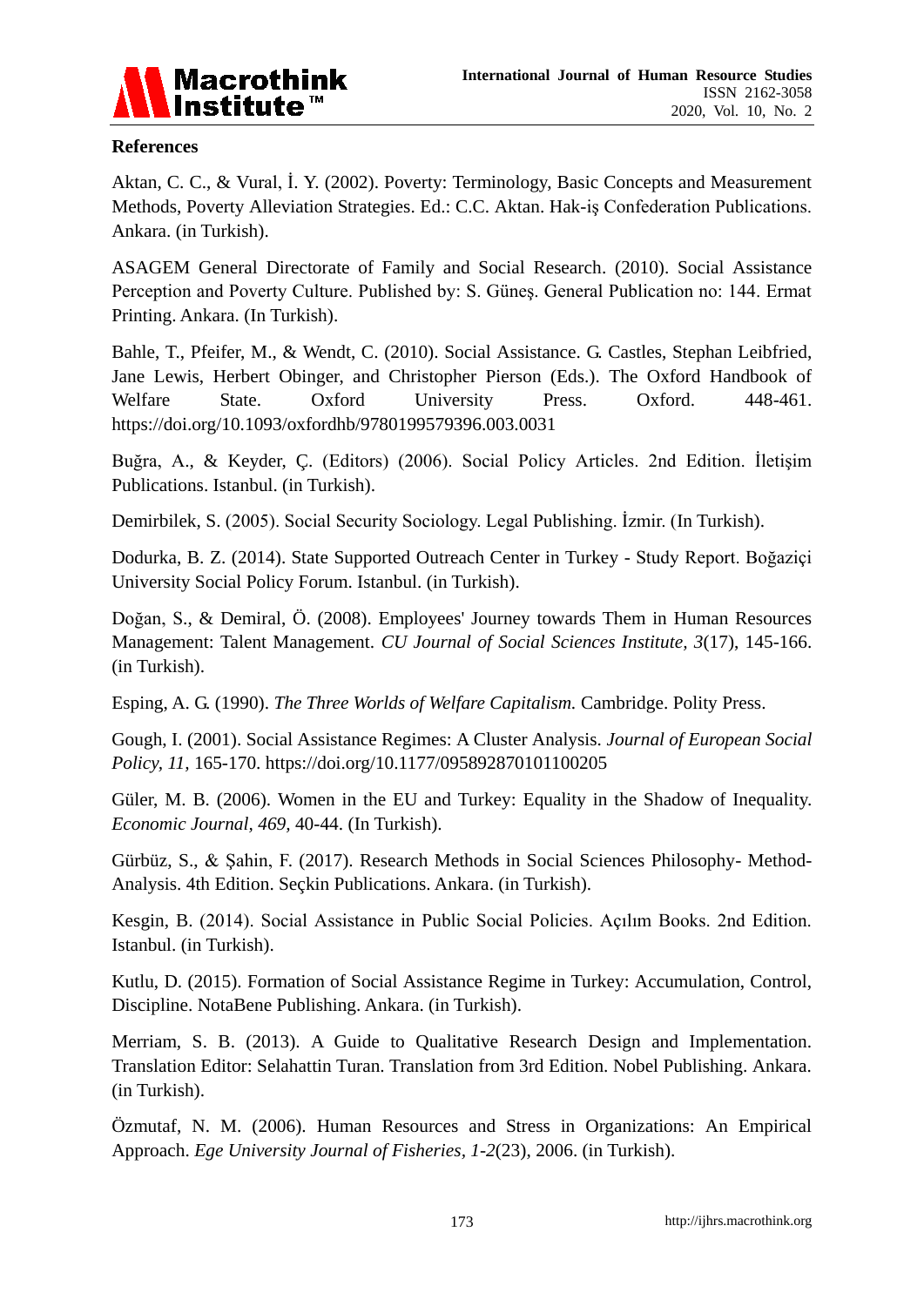## References

Aktan, C. C., & Vural, İ. Y. (2002). Poverty: Terminology, Basic Concepts and Measurement Methods, Poverty Alleviation Strategies. Ed.: C.C. Aktan. Hak-iş Confederation Publications. Ankara. (in Turkish).

ASAGEM General Directorate of Family and Social Research. (2010). Social Assistance Perception and Poverty Culture. Published by: S. Güneş. General Publication no: 144. Ermat Printing. Ankara. (In Turkish).

Bahle, T., Pfeifer, M., & Wendt, C. (2010). Social Assistance. G. Castles, Stephan Leibfried, Jane Lewis, Herbert Obinger, and Christopher Pierson (Eds.). The Oxford Handbook of Welfare State. Oxford University Press. Oxford. 448-461. https://doi.org/10.1093/oxfordhb/9780199579396.003.0031

Buğra, A., & Keyder, Ç. (Editors) (2006). Social Policy Articles. 2nd Edition. İletişim Publications. Istanbul. (in Turkish).

Demirbilek, S. (2005). Social Security Sociology. Legal Publishing. İzmir. (In Turkish).

Dodurka, B. Z. (2014). State Supported Outreach Center in Turkey - Study Report. Boğaziçi University Social Policy Forum. Istanbul. (in Turkish).

Doğan, S., & Demiral, Ö. (2008). Employees' Journey towards Them in Human Resources Management: Talent Management. *CU Journal of Social Sciences Institute*, *3*(17), 145-166. (in Turkish).

Esping, A. G. (1990). *The Three Worlds of Welfare Capitalism.* Cambridge. Polity Press.

Gough, I. (2001). Social Assistance Regimes: A Cluster Analysis. *Journal of European Social Policy*, *11*, 165-170. https://doi.org/10.1177/095892870101100205

Güler, M. B. (2006). Women in the EU and Turkey: Equality in the Shadow of Inequality. *Economic Journal*, *469*, 40-44. (In Turkish).

Gürbüz, S., & Şahin, F. (2017). Research Methods in Social Sciences Philosophy- Method-Analysis. 4th Edition. Seçkin Publications. Ankara. (in Turkish).

Kesgin, B. (2014). Social Assistance in Public Social Policies. Açılım Books. 2nd Edition. Istanbul. (in Turkish).

Kutlu, D. (2015). Formation of Social Assistance Regime in Turkey: Accumulation, Control, Discipline. NotaBene Publishing. Ankara. (in Turkish).

Merriam, S. B. (2013). A Guide to Qualitative Research Design and Implementation. Translation Editor: Selahattin Turan. Translation from 3rd Edition. Nobel Publishing. Ankara. (in Turkish).

Özmutaf, N. M. (2006). Human Resources and Stress in Organizations: An Empirical Approach. *Ege University Journal of Fisheries*, *1-2*(23), 2006. (in Turkish).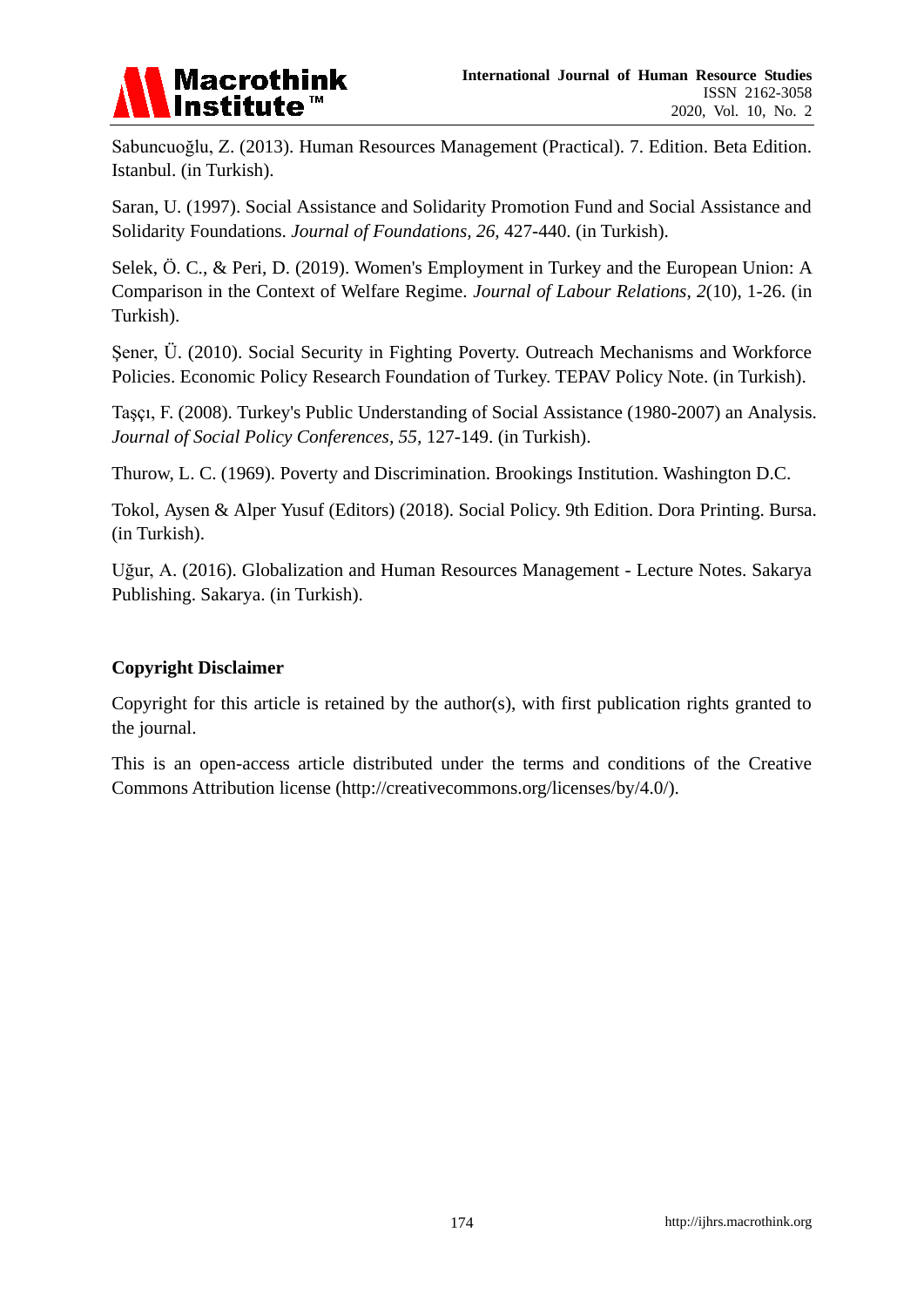Sabuncuoğlu, Z. (2013). Human Resources Management (Practical). 7. Edition. Beta Edition. Istanbul. (in Turkish).

Saran, U. (1997). Social Assistance and Solidarity Promotion Fund and Social Assistance and Solidarity Foundations. *Journal of Foundations, 26,* 427-440. (in Turkish).

Selek, Ö. C., & Peri, D. (2019). Women's Employment in Turkey and the European Union: A Comparison in the Context of Welfare Regime. *Journal of Labour Relations, 2*(10), 1-26. (in Turkish).

Şener, Ü. (2010). Social Security in Fighting Poverty. Outreach Mechanisms and Workforce Policies. Economic Policy Research Foundation of Turkey. TEPAV Policy Note. (in Turkish).

Taşçı, F. (2008). Turkey's Public Understanding of Social Assistance (1980-2007) an Analysis. *Journal of Social Policy Conferences, 55,* 127-149. (in Turkish).

Thurow, L. C. (1969). Poverty and Discrimination. Brookings Institution. Washington D.C.

Tokol, Aysen & Alper Yusuf (Editors) (2018). Social Policy. 9th Edition. Dora Printing. Bursa. (in Turkish).

Uğur, A. (2016). Globalization and Human Resources Management - Lecture Notes. Sakarya Publishing. Sakarya. (in Turkish).

## Copyright Disclaimer

Copyright for this article is retained by the author(s), with first publication rights granted to the journal.

This is an open-access article distributed under the terms and conditions of the Creative Commons Attribution license (http://creativecommons.org/licenses/by/4.0/).